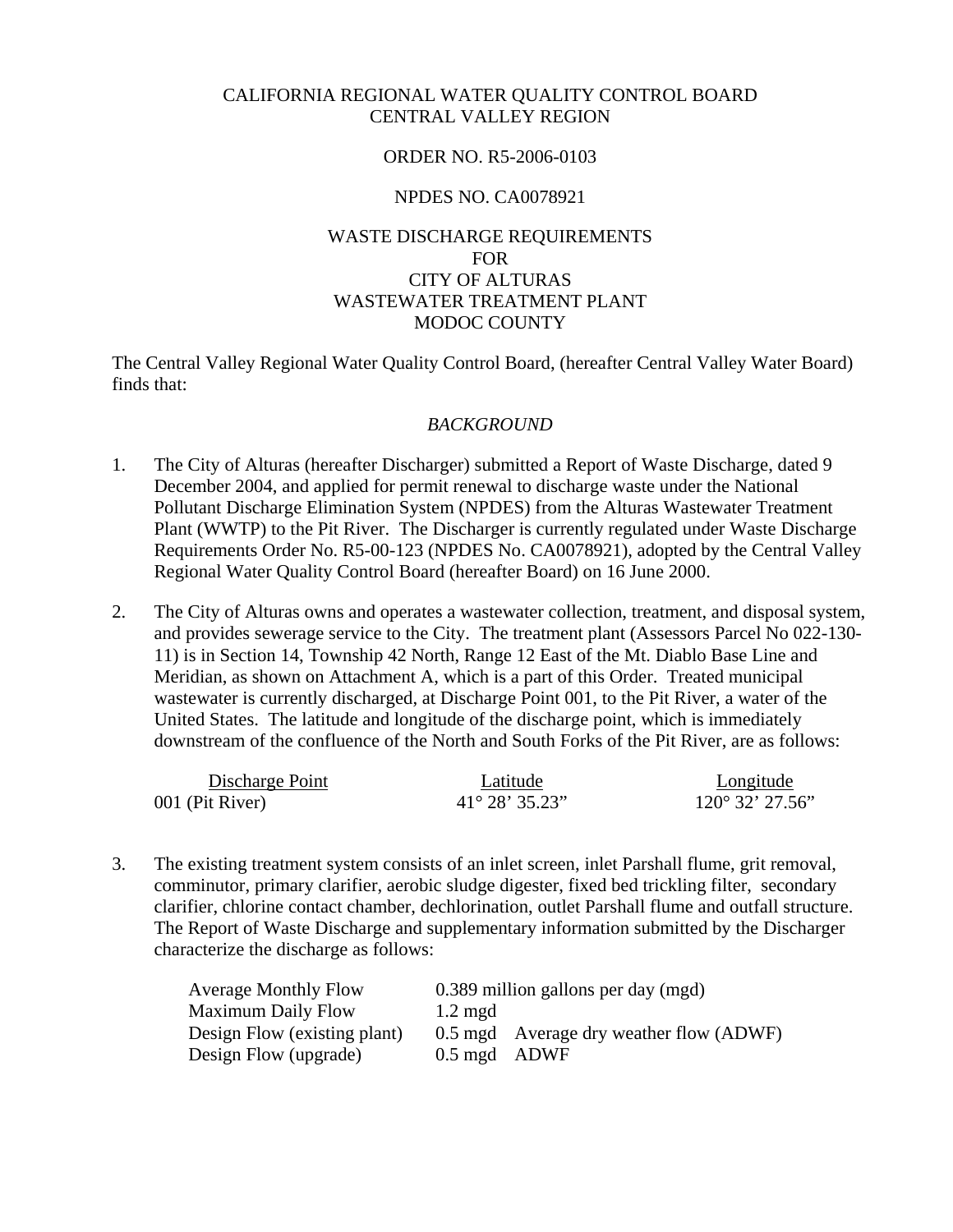CALIFORNIA REGIONAL WATER QUALITY CONTROL BOARD
CENTRAL VALLEY REGION

ORDER NO. R5-2006-0103

NPDES NO. CA0078921

WASTE DISCHARGE REQUIREMENTS
FOR
CITY OF ALTURAS
WASTEWATER TREATMENT PLANT
MODOC COUNTY

The Central Valley Regional Water Quality Control Board, (hereafter Central Valley Water Board) finds that:

*BACKGROUND*

1. The City of Alturas (hereafter Discharger) submitted a Report of Waste Discharge, dated 9 December 2004, and applied for permit renewal to discharge waste under the National Pollutant Discharge Elimination System (NPDES) from the Alturas Wastewater Treatment Plant (WWTP) to the Pit River. The Discharger is currently regulated under Waste Discharge Requirements Order No. R5-00-123 (NPDES No. CA0078921), adopted by the Central Valley Regional Water Quality Control Board (hereafter Board) on 16 June 2000.

2. The City of Alturas owns and operates a wastewater collection, treatment, and disposal system, and provides sewerage service to the City. The treatment plant (Assessors Parcel No 022-130-11) is in Section 14, Township 42 North, Range 12 East of the Mt. Diablo Base Line and Meridian, as shown on Attachment A, which is a part of this Order. Treated municipal wastewater is currently discharged, at Discharge Point 001, to the Pit River, a water of the United States. The latitude and longitude of the discharge point, which is immediately downstream of the confluence of the North and South Forks of the Pit River, are as follows:

| Discharge Point | Latitude | Longitude |
|---|---|---|
| 001 (Pit River) | 41° 28’ 35.23” | 120° 32’ 27.56” |

3. The existing treatment system consists of an inlet screen, inlet Parshall flume, grit removal, comminutor, primary clarifier, aerobic sludge digester, fixed bed trickling filter, secondary clarifier, chlorine contact chamber, dechlorination, outlet Parshall flume and outfall structure. The Report of Waste Discharge and supplementary information submitted by the Discharger characterize the discharge as follows:

| | |
|---|---|
| Average Monthly Flow | 0.389 million gallons per day (mgd) |
| Maximum Daily Flow | 1.2 mgd |
| Design Flow (existing plant) | 0.5 mgd Average dry weather flow (ADWF) |
| Design Flow (upgrade) | 0.5 mgd ADWF |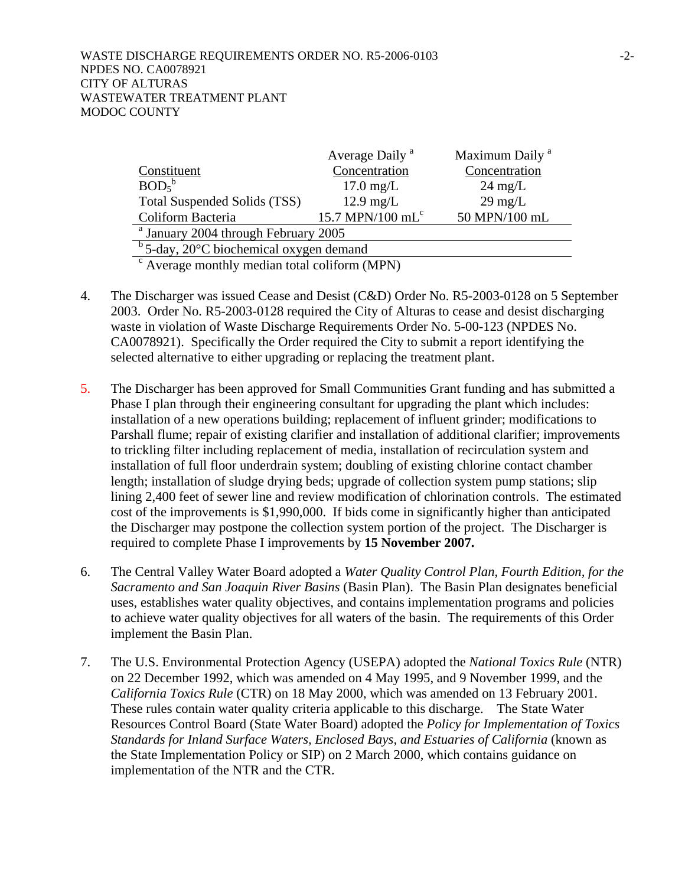| Constituent | Average Daily [a] Concentration | Maximum Daily [a] Concentration |
|---|---|---|
| $BOD_5$[b] | 17.0 mg/L | 24 mg/L |
| Total Suspended Solids (TSS) | 12.9 mg/L | 29 mg/L |
| Coliform Bacteria | 15.7 MPN/100 mL[c] | 50 MPN/100 mL |

[a] January 2004 through February 2005

[b] 5-day, 20°C biochemical oxygen demand

[c] Average monthly median total coliform (MPN)

4. The Discharger was issued Cease and Desist (C&D) Order No. R5-2003-0128 on 5 September 2003. Order No. R5-2003-0128 required the City of Alturas to cease and desist discharging waste in violation of Waste Discharge Requirements Order No. 5-00-123 (NPDES No. CA0078921). Specifically the Order required the City to submit a report identifying the selected alternative to either upgrading or replacing the treatment plant.

5. The Discharger has been approved for Small Communities Grant funding and has submitted a Phase I plan through their engineering consultant for upgrading the plant which includes: installation of a new operations building; replacement of influent grinder; modifications to Parshall flume; repair of existing clarifier and installation of additional clarifier; improvements to trickling filter including replacement of media, installation of recirculation system and installation of full floor underdrain system; doubling of existing chlorine contact chamber length; installation of sludge drying beds; upgrade of collection system pump stations; slip lining 2,400 feet of sewer line and review modification of chlorination controls. The estimated cost of the improvements is $1,990,000. If bids come in significantly higher than anticipated the Discharger may postpone the collection system portion of the project. The Discharger is required to complete Phase I improvements by **15 November 2007.**

6. The Central Valley Water Board adopted a *Water Quality Control Plan, Fourth Edition, for the Sacramento and San Joaquin River Basins* (Basin Plan). The Basin Plan designates beneficial uses, establishes water quality objectives, and contains implementation programs and policies to achieve water quality objectives for all waters of the basin. The requirements of this Order implement the Basin Plan.

7. The U.S. Environmental Protection Agency (USEPA) adopted the *National Toxics Rule* (NTR) on 22 December 1992, which was amended on 4 May 1995, and 9 November 1999, and the *California Toxics Rule* (CTR) on 18 May 2000, which was amended on 13 February 2001. These rules contain water quality criteria applicable to this discharge. The State Water Resources Control Board (State Water Board) adopted the *Policy for Implementation of Toxics Standards for Inland Surface Waters, Enclosed Bays, and Estuaries of California* (known as the State Implementation Policy or SIP) on 2 March 2000, which contains guidance on implementation of the NTR and the CTR.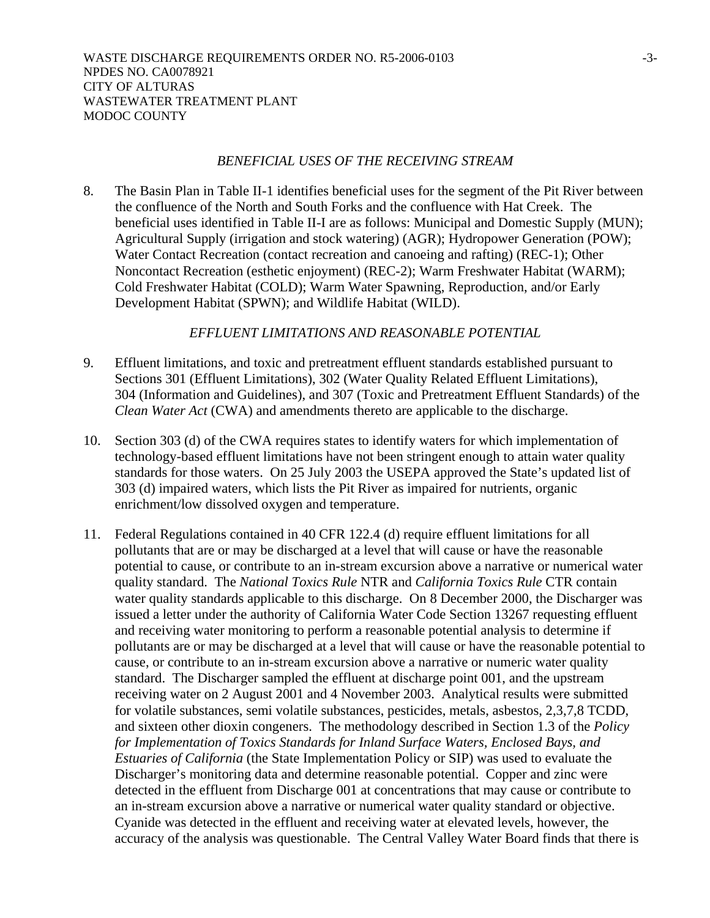*BENEFICIAL USES OF THE RECEIVING STREAM*

8. The Basin Plan in Table II-1 identifies beneficial uses for the segment of the Pit River between the confluence of the North and South Forks and the confluence with Hat Creek. The beneficial uses identified in Table II-I are as follows: Municipal and Domestic Supply (MUN); Agricultural Supply (irrigation and stock watering) (AGR); Hydropower Generation (POW); Water Contact Recreation (contact recreation and canoeing and rafting) (REC-1); Other Noncontact Recreation (esthetic enjoyment) (REC-2); Warm Freshwater Habitat (WARM); Cold Freshwater Habitat (COLD); Warm Water Spawning, Reproduction, and/or Early Development Habitat (SPWN); and Wildlife Habitat (WILD).

*EFFLUENT LIMITATIONS AND REASONABLE POTENTIAL*

9. Effluent limitations, and toxic and pretreatment effluent standards established pursuant to Sections 301 (Effluent Limitations), 302 (Water Quality Related Effluent Limitations), 304 (Information and Guidelines), and 307 (Toxic and Pretreatment Effluent Standards) of the *Clean Water Act* (CWA) and amendments thereto are applicable to the discharge.

10. Section 303 (d) of the CWA requires states to identify waters for which implementation of technology-based effluent limitations have not been stringent enough to attain water quality standards for those waters. On 25 July 2003 the USEPA approved the State's updated list of 303 (d) impaired waters, which lists the Pit River as impaired for nutrients, organic enrichment/low dissolved oxygen and temperature.

11. Federal Regulations contained in 40 CFR 122.4 (d) require effluent limitations for all pollutants that are or may be discharged at a level that will cause or have the reasonable potential to cause, or contribute to an in-stream excursion above a narrative or numerical water quality standard. The *National Toxics Rule* NTR and *California Toxics Rule* CTR contain water quality standards applicable to this discharge. On 8 December 2000, the Discharger was issued a letter under the authority of California Water Code Section 13267 requesting effluent and receiving water monitoring to perform a reasonable potential analysis to determine if pollutants are or may be discharged at a level that will cause or have the reasonable potential to cause, or contribute to an in-stream excursion above a narrative or numeric water quality standard. The Discharger sampled the effluent at discharge point 001, and the upstream receiving water on 2 August 2001 and 4 November 2003. Analytical results were submitted for volatile substances, semi volatile substances, pesticides, metals, asbestos, 2,3,7,8 TCDD, and sixteen other dioxin congeners. The methodology described in Section 1.3 of the *Policy for Implementation of Toxics Standards for Inland Surface Waters, Enclosed Bays, and Estuaries of California* (the State Implementation Policy or SIP) was used to evaluate the Discharger's monitoring data and determine reasonable potential. Copper and zinc were detected in the effluent from Discharge 001 at concentrations that may cause or contribute to an in-stream excursion above a narrative or numerical water quality standard or objective. Cyanide was detected in the effluent and receiving water at elevated levels, however, the accuracy of the analysis was questionable. The Central Valley Water Board finds that there is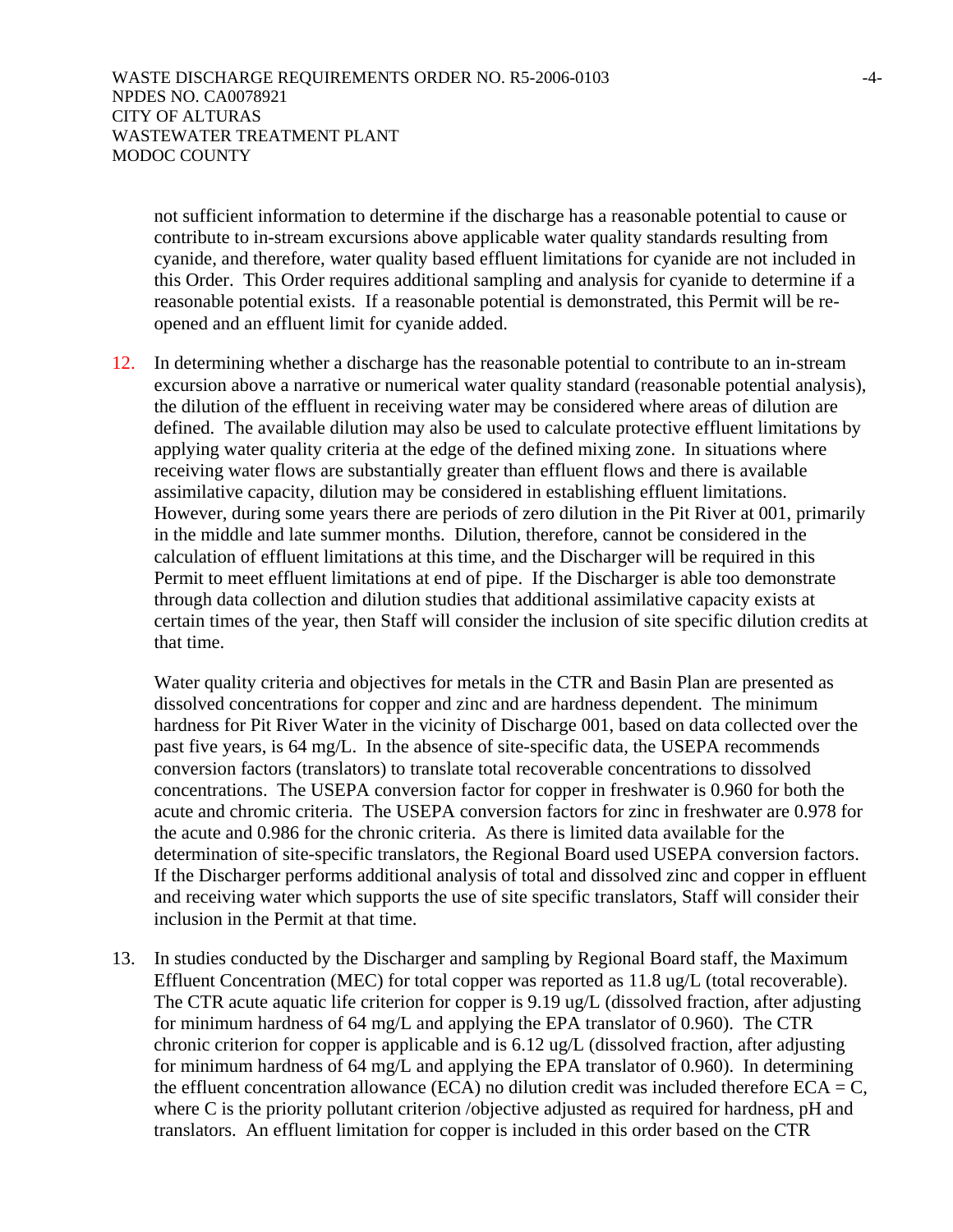not sufficient information to determine if the discharge has a reasonable potential to cause or contribute to in-stream excursions above applicable water quality standards resulting from cyanide, and therefore, water quality based effluent limitations for cyanide are not included in this Order. This Order requires additional sampling and analysis for cyanide to determine if a reasonable potential exists. If a reasonable potential is demonstrated, this Permit will be re-opened and an effluent limit for cyanide added.

12. In determining whether a discharge has the reasonable potential to contribute to an in-stream excursion above a narrative or numerical water quality standard (reasonable potential analysis), the dilution of the effluent in receiving water may be considered where areas of dilution are defined. The available dilution may also be used to calculate protective effluent limitations by applying water quality criteria at the edge of the defined mixing zone. In situations where receiving water flows are substantially greater than effluent flows and there is available assimilative capacity, dilution may be considered in establishing effluent limitations. However, during some years there are periods of zero dilution in the Pit River at 001, primarily in the middle and late summer months. Dilution, therefore, cannot be considered in the calculation of effluent limitations at this time, and the Discharger will be required in this Permit to meet effluent limitations at end of pipe. If the Discharger is able too demonstrate through data collection and dilution studies that additional assimilative capacity exists at certain times of the year, then Staff will consider the inclusion of site specific dilution credits at that time.

    Water quality criteria and objectives for metals in the CTR and Basin Plan are presented as dissolved concentrations for copper and zinc and are hardness dependent. The minimum hardness for Pit River Water in the vicinity of Discharge 001, based on data collected over the past five years, is 64 mg/L. In the absence of site-specific data, the USEPA recommends conversion factors (translators) to translate total recoverable concentrations to dissolved concentrations. The USEPA conversion factor for copper in freshwater is 0.960 for both the acute and chromic criteria. The USEPA conversion factors for zinc in freshwater are 0.978 for the acute and 0.986 for the chronic criteria. As there is limited data available for the determination of site-specific translators, the Regional Board used USEPA conversion factors. If the Discharger performs additional analysis of total and dissolved zinc and copper in effluent and receiving water which supports the use of site specific translators, Staff will consider their inclusion in the Permit at that time.

13. In studies conducted by the Discharger and sampling by Regional Board staff, the Maximum Effluent Concentration (MEC) for total copper was reported as 11.8 ug/L (total recoverable). The CTR acute aquatic life criterion for copper is 9.19 ug/L (dissolved fraction, after adjusting for minimum hardness of 64 mg/L and applying the EPA translator of 0.960). The CTR chronic criterion for copper is applicable and is 6.12 ug/L (dissolved fraction, after adjusting for minimum hardness of 64 mg/L and applying the EPA translator of 0.960). In determining the effluent concentration allowance (ECA) no dilution credit was included therefore ECA = C, where C is the priority pollutant criterion /objective adjusted as required for hardness, pH and translators. An effluent limitation for copper is included in this order based on the CTR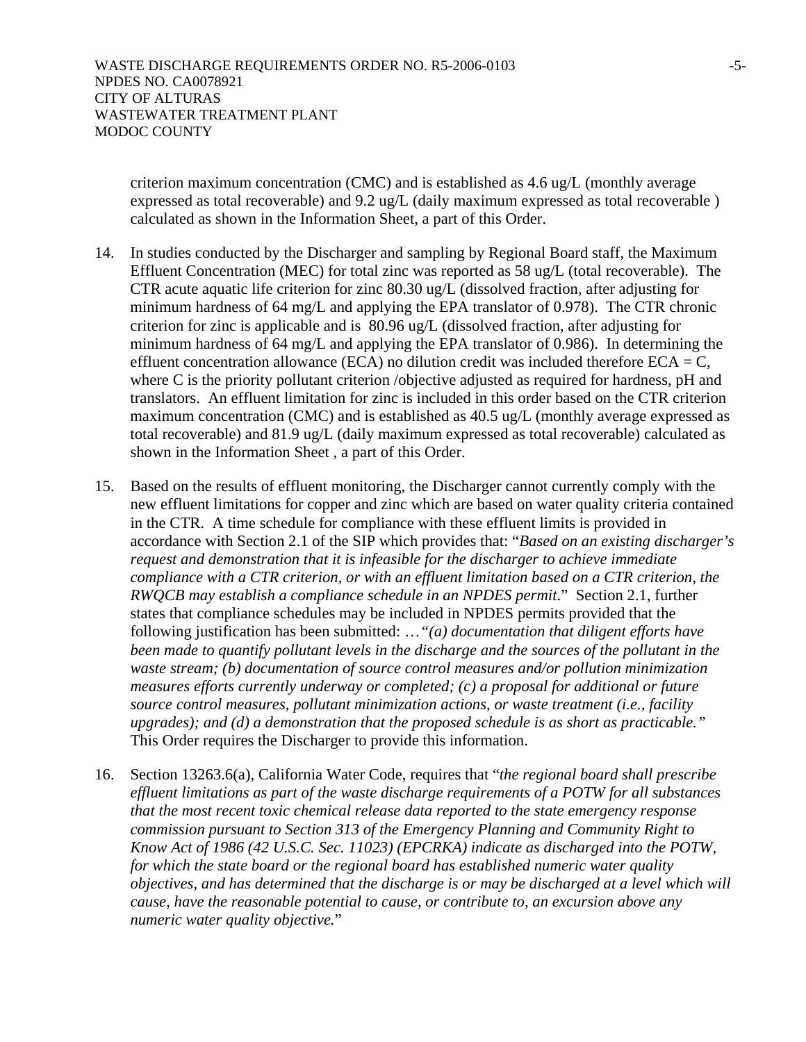criterion maximum concentration (CMC) and is established as 4.6 ug/L (monthly average expressed as total recoverable) and 9.2 ug/L (daily maximum expressed as total recoverable ) calculated as shown in the Information Sheet, a part of this Order.

14. In studies conducted by the Discharger and sampling by Regional Board staff, the Maximum Effluent Concentration (MEC) for total zinc was reported as 58 ug/L (total recoverable). The CTR acute aquatic life criterion for zinc 80.30 ug/L (dissolved fraction, after adjusting for minimum hardness of 64 mg/L and applying the EPA translator of 0.978). The CTR chronic criterion for zinc is applicable and is 80.96 ug/L (dissolved fraction, after adjusting for minimum hardness of 64 mg/L and applying the EPA translator of 0.986). In determining the effluent concentration allowance (ECA) no dilution credit was included therefore ECA = C, where C is the priority pollutant criterion /objective adjusted as required for hardness, pH and translators. An effluent limitation for zinc is included in this order based on the CTR criterion maximum concentration (CMC) and is established as 40.5 ug/L (monthly average expressed as total recoverable) and 81.9 ug/L (daily maximum expressed as total recoverable) calculated as shown in the Information Sheet , a part of this Order.

15. Based on the results of effluent monitoring, the Discharger cannot currently comply with the new effluent limitations for copper and zinc which are based on water quality criteria contained in the CTR. A time schedule for compliance with these effluent limits is provided in accordance with Section 2.1 of the SIP which provides that: "*Based on an existing discharger's request and demonstration that it is infeasible for the discharger to achieve immediate compliance with a CTR criterion, or with an effluent limitation based on a CTR criterion, the RWQCB may establish a compliance schedule in an NPDES permit*." Section 2.1, further states that compliance schedules may be included in NPDES permits provided that the following justification has been submitted: …"*(a) documentation that diligent efforts have been made to quantify pollutant levels in the discharge and the sources of the pollutant in the waste stream; (b) documentation of source control measures and/or pollution minimization measures efforts currently underway or completed; (c) a proposal for additional or future source control measures, pollutant minimization actions, or waste treatment (i.e., facility upgrades); and (d) a demonstration that the proposed schedule is as short as practicable.*" This Order requires the Discharger to provide this information.

16. Section 13263.6(a), California Water Code, requires that "*the regional board shall prescribe effluent limitations as part of the waste discharge requirements of a POTW for all substances that the most recent toxic chemical release data reported to the state emergency response commission pursuant to Section 313 of the Emergency Planning and Community Right to Know Act of 1986 (42 U.S.C. Sec. 11023) (EPCRKA) indicate as discharged into the POTW, for which the state board or the regional board has established numeric water quality objectives, and has determined that the discharge is or may be discharged at a level which will cause, have the reasonable potential to cause, or contribute to, an excursion above any numeric water quality objective.*"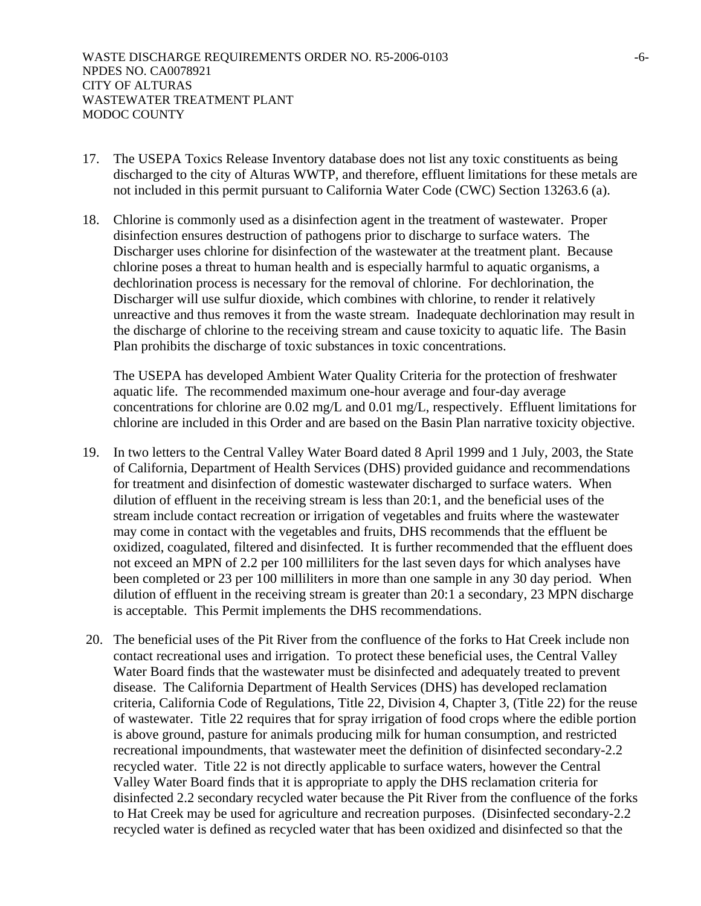17. The USEPA Toxics Release Inventory database does not list any toxic constituents as being discharged to the city of Alturas WWTP, and therefore, effluent limitations for these metals are not included in this permit pursuant to California Water Code (CWC) Section 13263.6 (a).

18. Chlorine is commonly used as a disinfection agent in the treatment of wastewater. Proper disinfection ensures destruction of pathogens prior to discharge to surface waters. The Discharger uses chlorine for disinfection of the wastewater at the treatment plant. Because chlorine poses a threat to human health and is especially harmful to aquatic organisms, a dechlorination process is necessary for the removal of chlorine. For dechlorination, the Discharger will use sulfur dioxide, which combines with chlorine, to render it relatively unreactive and thus removes it from the waste stream. Inadequate dechlorination may result in the discharge of chlorine to the receiving stream and cause toxicity to aquatic life. The Basin Plan prohibits the discharge of toxic substances in toxic concentrations.

    The USEPA has developed Ambient Water Quality Criteria for the protection of freshwater aquatic life. The recommended maximum one-hour average and four-day average concentrations for chlorine are 0.02 mg/L and 0.01 mg/L, respectively. Effluent limitations for chlorine are included in this Order and are based on the Basin Plan narrative toxicity objective.

19. In two letters to the Central Valley Water Board dated 8 April 1999 and 1 July, 2003, the State of California, Department of Health Services (DHS) provided guidance and recommendations for treatment and disinfection of domestic wastewater discharged to surface waters. When dilution of effluent in the receiving stream is less than 20:1, and the beneficial uses of the stream include contact recreation or irrigation of vegetables and fruits where the wastewater may come in contact with the vegetables and fruits, DHS recommends that the effluent be oxidized, coagulated, filtered and disinfected. It is further recommended that the effluent does not exceed an MPN of 2.2 per 100 milliliters for the last seven days for which analyses have been completed or 23 per 100 milliliters in more than one sample in any 30 day period. When dilution of effluent in the receiving stream is greater than 20:1 a secondary, 23 MPN discharge is acceptable. This Permit implements the DHS recommendations.

20. The beneficial uses of the Pit River from the confluence of the forks to Hat Creek include non contact recreational uses and irrigation. To protect these beneficial uses, the Central Valley Water Board finds that the wastewater must be disinfected and adequately treated to prevent disease. The California Department of Health Services (DHS) has developed reclamation criteria, California Code of Regulations, Title 22, Division 4, Chapter 3, (Title 22) for the reuse of wastewater. Title 22 requires that for spray irrigation of food crops where the edible portion is above ground, pasture for animals producing milk for human consumption, and restricted recreational impoundments, that wastewater meet the definition of disinfected secondary-2.2 recycled water. Title 22 is not directly applicable to surface waters, however the Central Valley Water Board finds that it is appropriate to apply the DHS reclamation criteria for disinfected 2.2 secondary recycled water because the Pit River from the confluence of the forks to Hat Creek may be used for agriculture and recreation purposes. (Disinfected secondary-2.2 recycled water is defined as recycled water that has been oxidized and disinfected so that the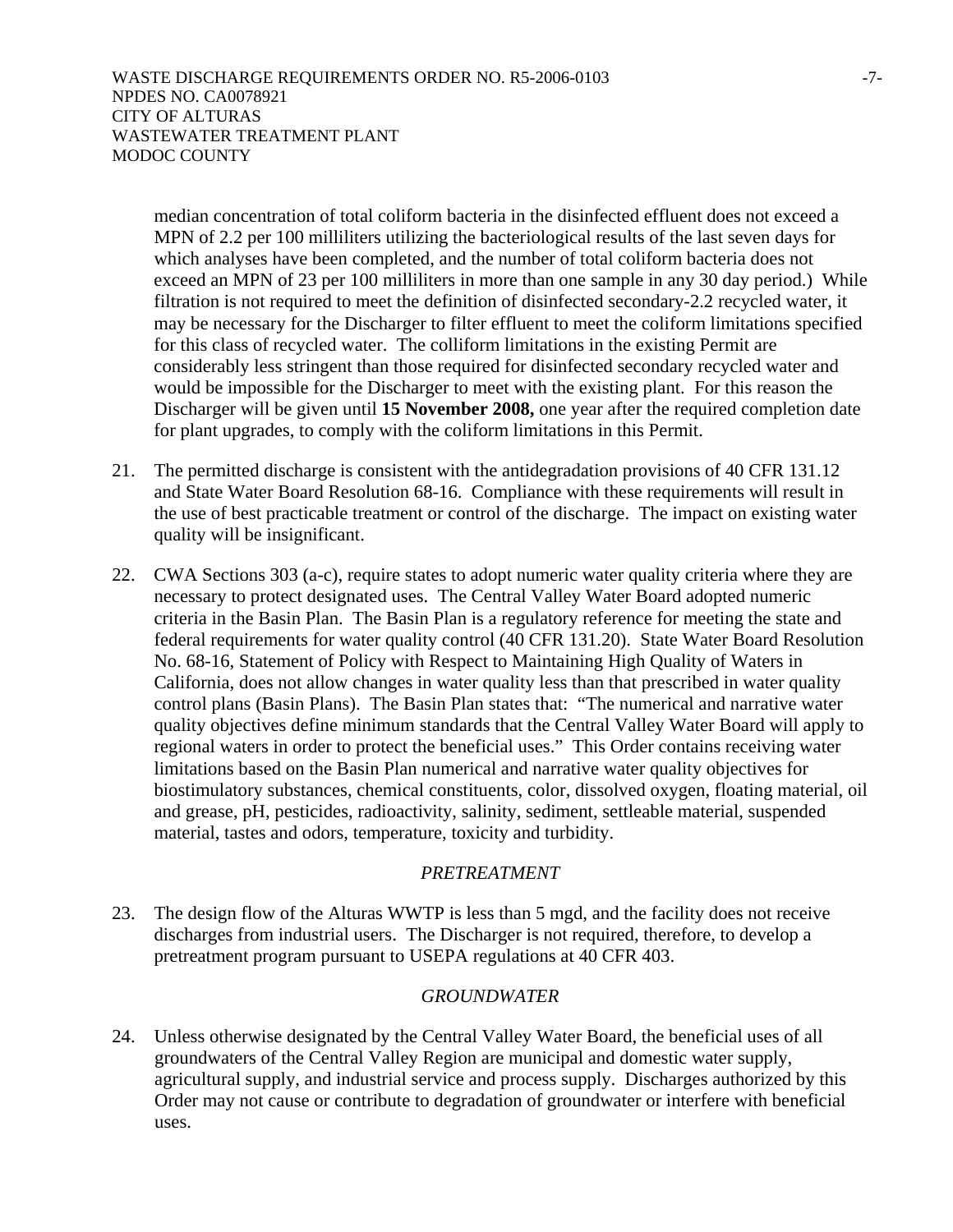median concentration of total coliform bacteria in the disinfected effluent does not exceed a MPN of 2.2 per 100 milliliters utilizing the bacteriological results of the last seven days for which analyses have been completed, and the number of total coliform bacteria does not exceed an MPN of 23 per 100 milliliters in more than one sample in any 30 day period.) While filtration is not required to meet the definition of disinfected secondary-2.2 recycled water, it may be necessary for the Discharger to filter effluent to meet the coliform limitations specified for this class of recycled water. The colliform limitations in the existing Permit are considerably less stringent than those required for disinfected secondary recycled water and would be impossible for the Discharger to meet with the existing plant. For this reason the Discharger will be given until **15 November 2008,** one year after the required completion date for plant upgrades, to comply with the coliform limitations in this Permit.

21. The permitted discharge is consistent with the antidegradation provisions of 40 CFR 131.12 and State Water Board Resolution 68-16. Compliance with these requirements will result in the use of best practicable treatment or control of the discharge. The impact on existing water quality will be insignificant.

22. CWA Sections 303 (a-c), require states to adopt numeric water quality criteria where they are necessary to protect designated uses. The Central Valley Water Board adopted numeric criteria in the Basin Plan. The Basin Plan is a regulatory reference for meeting the state and federal requirements for water quality control (40 CFR 131.20). State Water Board Resolution No. 68-16, Statement of Policy with Respect to Maintaining High Quality of Waters in California, does not allow changes in water quality less than that prescribed in water quality control plans (Basin Plans). The Basin Plan states that: "The numerical and narrative water quality objectives define minimum standards that the Central Valley Water Board will apply to regional waters in order to protect the beneficial uses." This Order contains receiving water limitations based on the Basin Plan numerical and narrative water quality objectives for biostimulatory substances, chemical constituents, color, dissolved oxygen, floating material, oil and grease, pH, pesticides, radioactivity, salinity, sediment, settleable material, suspended material, tastes and odors, temperature, toxicity and turbidity.

*PRETREATMENT*

23. The design flow of the Alturas WWTP is less than 5 mgd, and the facility does not receive discharges from industrial users. The Discharger is not required, therefore, to develop a pretreatment program pursuant to USEPA regulations at 40 CFR 403.

*GROUNDWATER*

24. Unless otherwise designated by the Central Valley Water Board, the beneficial uses of all groundwaters of the Central Valley Region are municipal and domestic water supply, agricultural supply, and industrial service and process supply. Discharges authorized by this Order may not cause or contribute to degradation of groundwater or interfere with beneficial uses.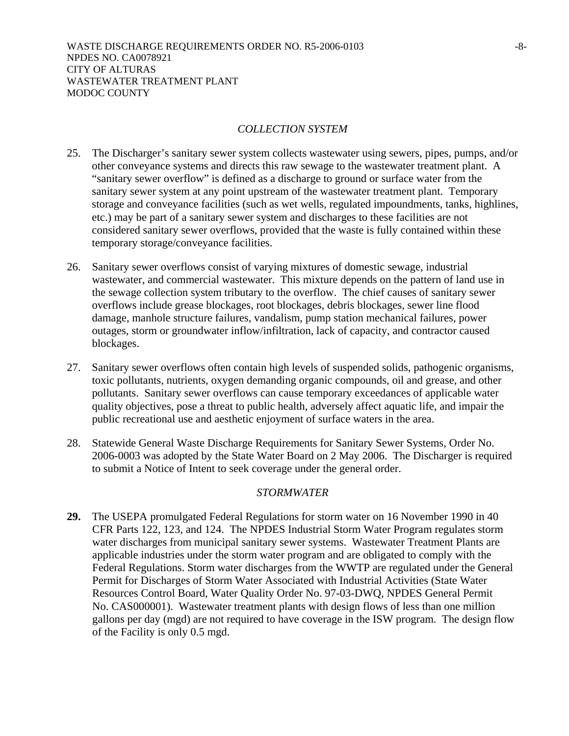*COLLECTION SYSTEM*

25. The Discharger's sanitary sewer system collects wastewater using sewers, pipes, pumps, and/or other conveyance systems and directs this raw sewage to the wastewater treatment plant. A "sanitary sewer overflow" is defined as a discharge to ground or surface water from the sanitary sewer system at any point upstream of the wastewater treatment plant. Temporary storage and conveyance facilities (such as wet wells, regulated impoundments, tanks, highlines, etc.) may be part of a sanitary sewer system and discharges to these facilities are not considered sanitary sewer overflows, provided that the waste is fully contained within these temporary storage/conveyance facilities.

26. Sanitary sewer overflows consist of varying mixtures of domestic sewage, industrial wastewater, and commercial wastewater. This mixture depends on the pattern of land use in the sewage collection system tributary to the overflow. The chief causes of sanitary sewer overflows include grease blockages, root blockages, debris blockages, sewer line flood damage, manhole structure failures, vandalism, pump station mechanical failures, power outages, storm or groundwater inflow/infiltration, lack of capacity, and contractor caused blockages.

27. Sanitary sewer overflows often contain high levels of suspended solids, pathogenic organisms, toxic pollutants, nutrients, oxygen demanding organic compounds, oil and grease, and other pollutants. Sanitary sewer overflows can cause temporary exceedances of applicable water quality objectives, pose a threat to public health, adversely affect aquatic life, and impair the public recreational use and aesthetic enjoyment of surface waters in the area.

28. Statewide General Waste Discharge Requirements for Sanitary Sewer Systems, Order No. 2006-0003 was adopted by the State Water Board on 2 May 2006. The Discharger is required to submit a Notice of Intent to seek coverage under the general order.

*STORMWATER*

**29.** The USEPA promulgated Federal Regulations for storm water on 16 November 1990 in 40 CFR Parts 122, 123, and 124. The NPDES Industrial Storm Water Program regulates storm water discharges from municipal sanitary sewer systems. Wastewater Treatment Plants are applicable industries under the storm water program and are obligated to comply with the Federal Regulations. Storm water discharges from the WWTP are regulated under the General Permit for Discharges of Storm Water Associated with Industrial Activities (State Water Resources Control Board, Water Quality Order No. 97-03-DWQ, NPDES General Permit No. CAS000001). Wastewater treatment plants with design flows of less than one million gallons per day (mgd) are not required to have coverage in the ISW program. The design flow of the Facility is only 0.5 mgd.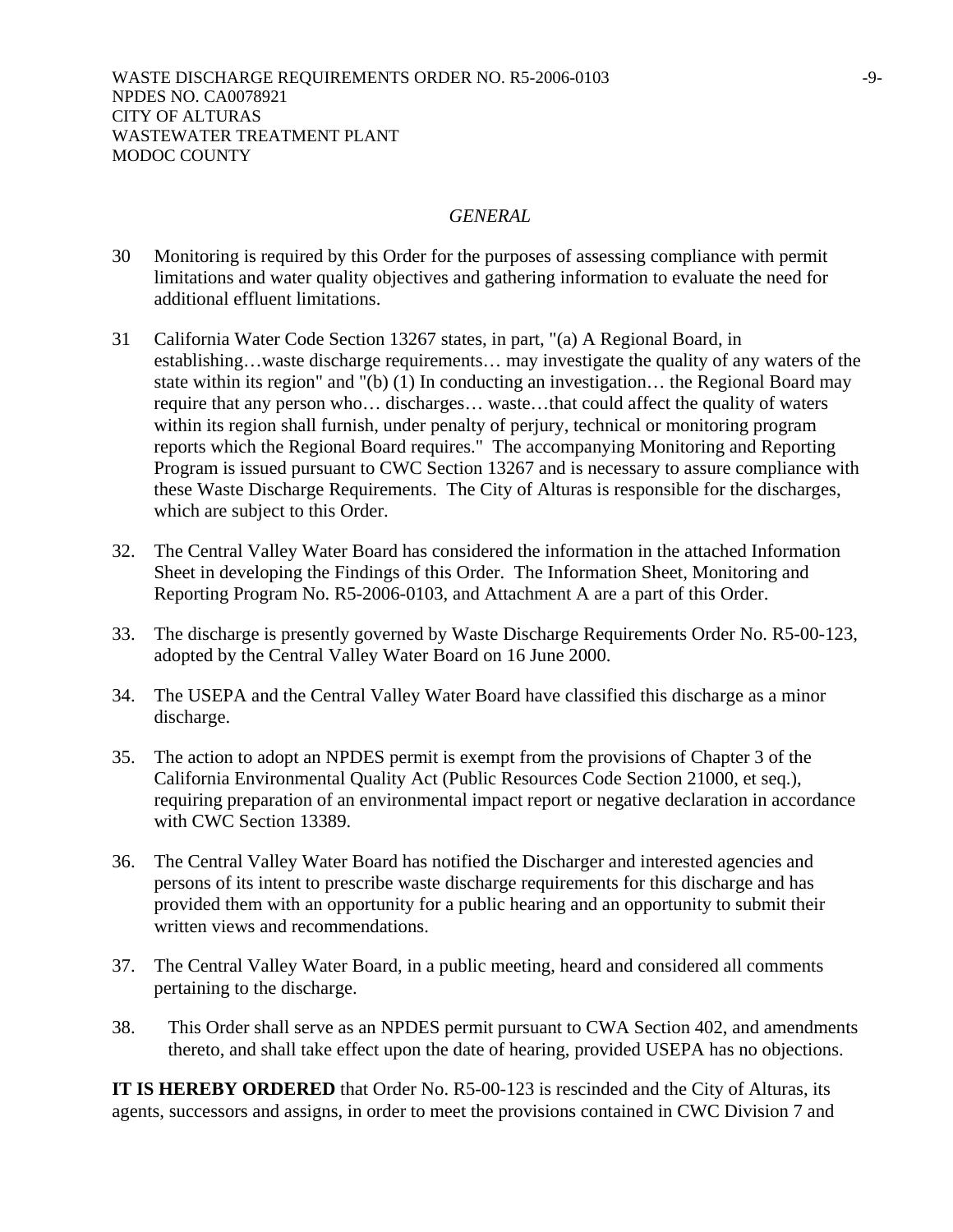*GENERAL*

30 Monitoring is required by this Order for the purposes of assessing compliance with permit limitations and water quality objectives and gathering information to evaluate the need for additional effluent limitations.

31 California Water Code Section 13267 states, in part, "(a) A Regional Board, in establishing…waste discharge requirements… may investigate the quality of any waters of the state within its region" and "(b) (1) In conducting an investigation… the Regional Board may require that any person who… discharges… waste…that could affect the quality of waters within its region shall furnish, under penalty of perjury, technical or monitoring program reports which the Regional Board requires." The accompanying Monitoring and Reporting Program is issued pursuant to CWC Section 13267 and is necessary to assure compliance with these Waste Discharge Requirements. The City of Alturas is responsible for the discharges, which are subject to this Order.

32. The Central Valley Water Board has considered the information in the attached Information Sheet in developing the Findings of this Order. The Information Sheet, Monitoring and Reporting Program No. R5-2006-0103, and Attachment A are a part of this Order.

33. The discharge is presently governed by Waste Discharge Requirements Order No. R5-00-123, adopted by the Central Valley Water Board on 16 June 2000.

34. The USEPA and the Central Valley Water Board have classified this discharge as a minor discharge.

35. The action to adopt an NPDES permit is exempt from the provisions of Chapter 3 of the California Environmental Quality Act (Public Resources Code Section 21000, et seq.), requiring preparation of an environmental impact report or negative declaration in accordance with CWC Section 13389.

36. The Central Valley Water Board has notified the Discharger and interested agencies and persons of its intent to prescribe waste discharge requirements for this discharge and has provided them with an opportunity for a public hearing and an opportunity to submit their written views and recommendations.

37. The Central Valley Water Board, in a public meeting, heard and considered all comments pertaining to the discharge.

38. This Order shall serve as an NPDES permit pursuant to CWA Section 402, and amendments thereto, and shall take effect upon the date of hearing, provided USEPA has no objections.

**IT IS HEREBY ORDERED** that Order No. R5-00-123 is rescinded and the City of Alturas, its agents, successors and assigns, in order to meet the provisions contained in CWC Division 7 and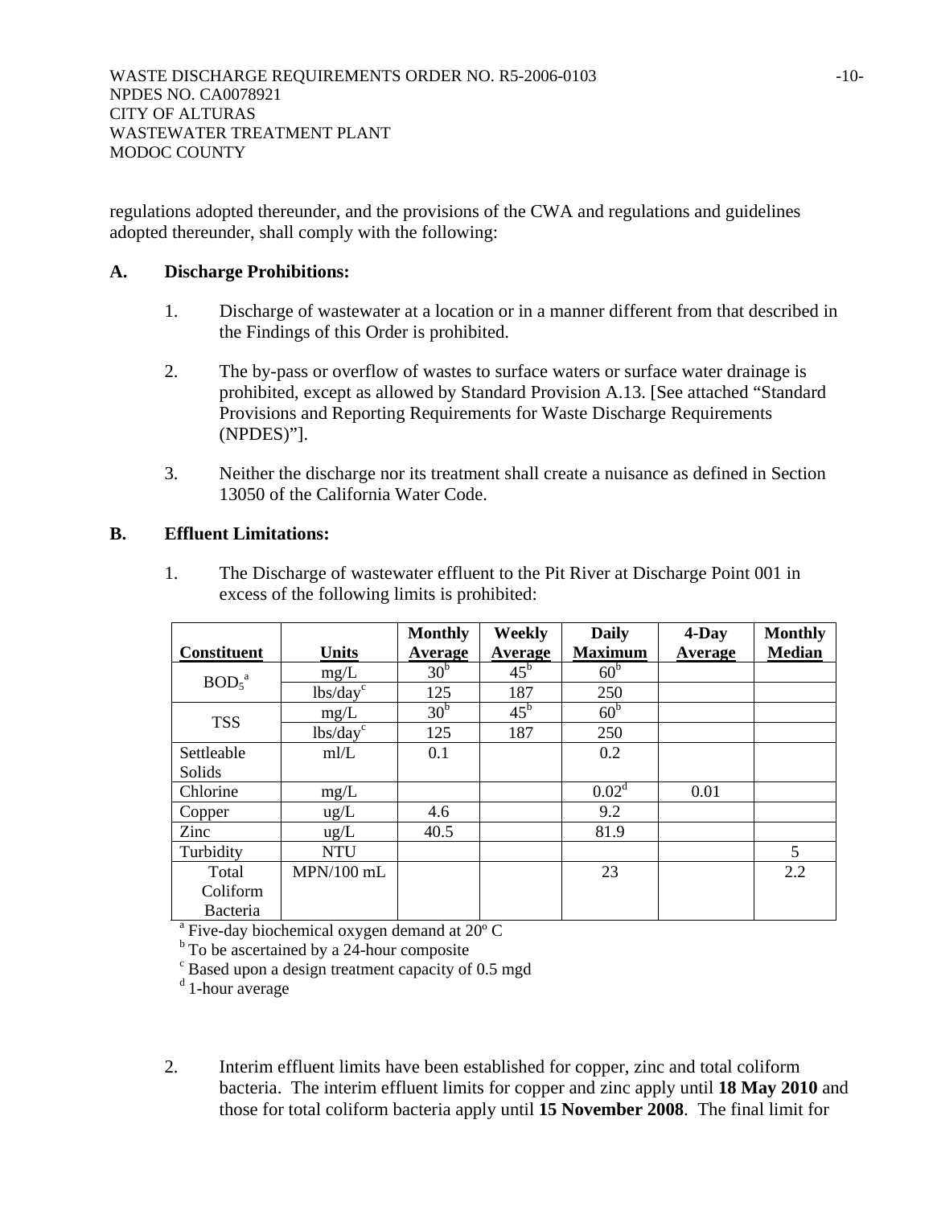regulations adopted thereunder, and the provisions of the CWA and regulations and guidelines adopted thereunder, shall comply with the following:

**A. Discharge Prohibitions:**

1. Discharge of wastewater at a location or in a manner different from that described in the Findings of this Order is prohibited.

2. The by-pass or overflow of wastes to surface waters or surface water drainage is prohibited, except as allowed by Standard Provision A.13. [See attached "Standard Provisions and Reporting Requirements for Waste Discharge Requirements (NPDES)"].

3. Neither the discharge nor its treatment shall create a nuisance as defined in Section 13050 of the California Water Code.

**B. Effluent Limitations:**

1. The Discharge of wastewater effluent to the Pit River at Discharge Point 001 in excess of the following limits is prohibited:

| Constituent | Units | Monthly Average | Weekly Average | Daily Maximum | 4-Day Average | Monthly Median |
|---|---|---|---|---|---|---|
| $BOD_5$[a] | mg/L | 30[b] | 45[b] | 60[b] | | |
| | lbs/day[c] | 125 | 187 | 250 | | |
| TSS | mg/L | 30[b] | 45[b] | 60[b] | | |
| | lbs/day[c] | 125 | 187 | 250 | | |
| Settleable Solids | ml/L | 0.1 | | 0.2 | | |
| Chlorine | mg/L | | | 0.02[d] | 0.01 | |
| Copper | ug/L | 4.6 | | 9.2 | | |
| Zinc | ug/L | 40.5 | | 81.9 | | |
| Turbidity | NTU | | | | | 5 |
| Total Coliform Bacteria | MPN/100 mL | | | 23 | | 2.2 |

[a] Five-day biochemical oxygen demand at 20º C
[b] To be ascertained by a 24-hour composite
[c] Based upon a design treatment capacity of 0.5 mgd
[d] 1-hour average

2. Interim effluent limits have been established for copper, zinc and total coliform bacteria. The interim effluent limits for copper and zinc apply until **18 May 2010** and those for total coliform bacteria apply until **15 November 2008**. The final limit for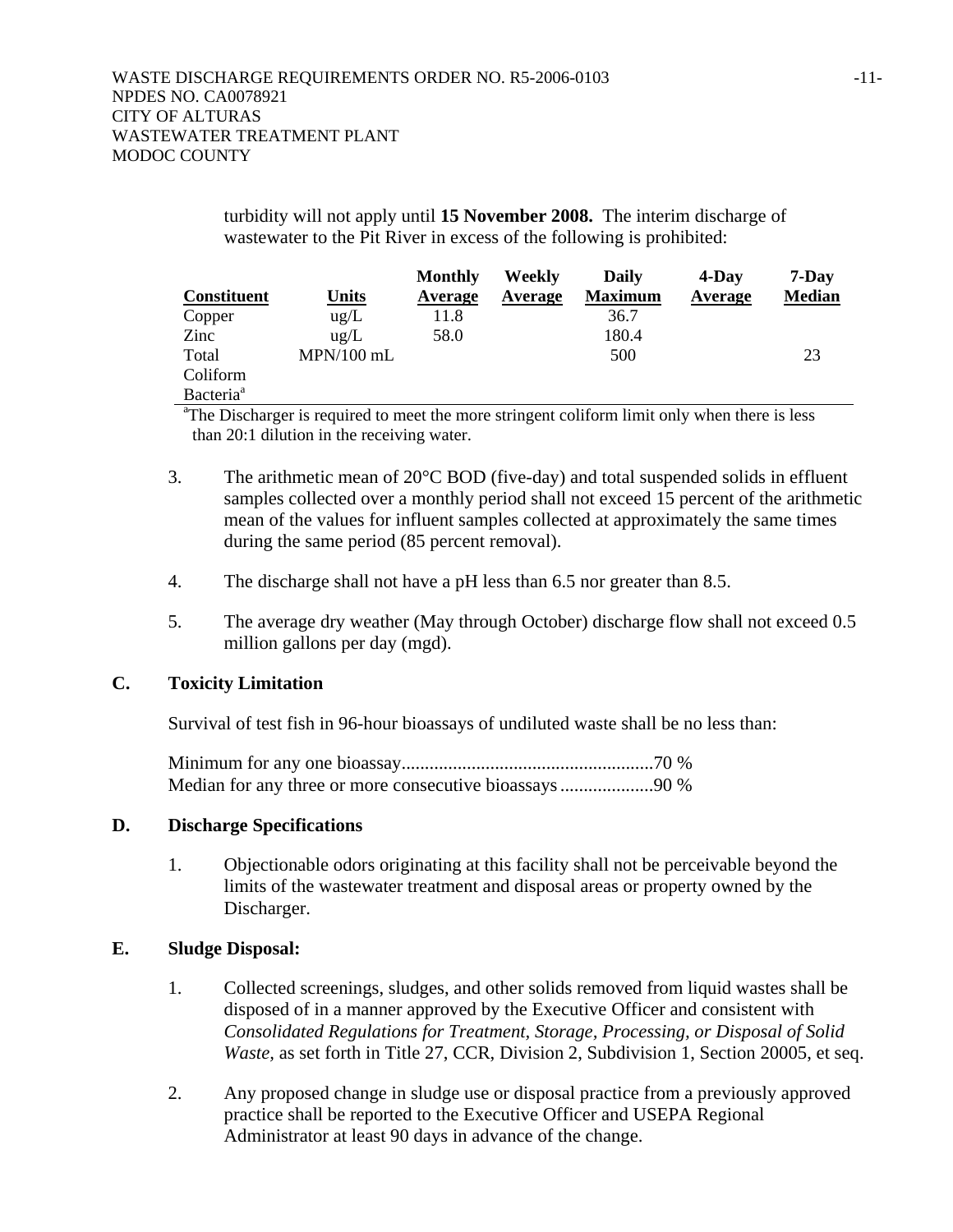turbidity will not apply until **15 November 2008.** The interim discharge of wastewater to the Pit River in excess of the following is prohibited:

| Constituent | Units | Monthly Average | Weekly Average | Daily Maximum | 4-Day Average | 7-Day Median |
|---|---|---|---|---|---|---|
| Copper | ug/L | 11.8 | | 36.7 | | |
| Zinc | ug/L | 58.0 | | 180.4 | | |
| Total Coliform Bacteria[a] | MPN/100 mL | | | 500 | | 23 |

[a]The Discharger is required to meet the more stringent coliform limit only when there is less than 20:1 dilution in the receiving water.

3. The arithmetic mean of 20°C BOD (five-day) and total suspended solids in effluent samples collected over a monthly period shall not exceed 15 percent of the arithmetic mean of the values for influent samples collected at approximately the same times during the same period (85 percent removal).

4. The discharge shall not have a pH less than 6.5 nor greater than 8.5.

5. The average dry weather (May through October) discharge flow shall not exceed 0.5 million gallons per day (mgd).

## C. Toxicity Limitation

Survival of test fish in 96-hour bioassays of undiluted waste shall be no less than:

Minimum for any one bioassay......................................................70 %
Median for any three or more consecutive bioassays ....................90 %

## D. Discharge Specifications

1. Objectionable odors originating at this facility shall not be perceivable beyond the limits of the wastewater treatment and disposal areas or property owned by the Discharger.

## E. Sludge Disposal:

1. Collected screenings, sludges, and other solids removed from liquid wastes shall be disposed of in a manner approved by the Executive Officer and consistent with *Consolidated Regulations for Treatment, Storage, Processing, or Disposal of Solid Waste*, as set forth in Title 27, CCR, Division 2, Subdivision 1, Section 20005, et seq.

2. Any proposed change in sludge use or disposal practice from a previously approved practice shall be reported to the Executive Officer and USEPA Regional Administrator at least 90 days in advance of the change.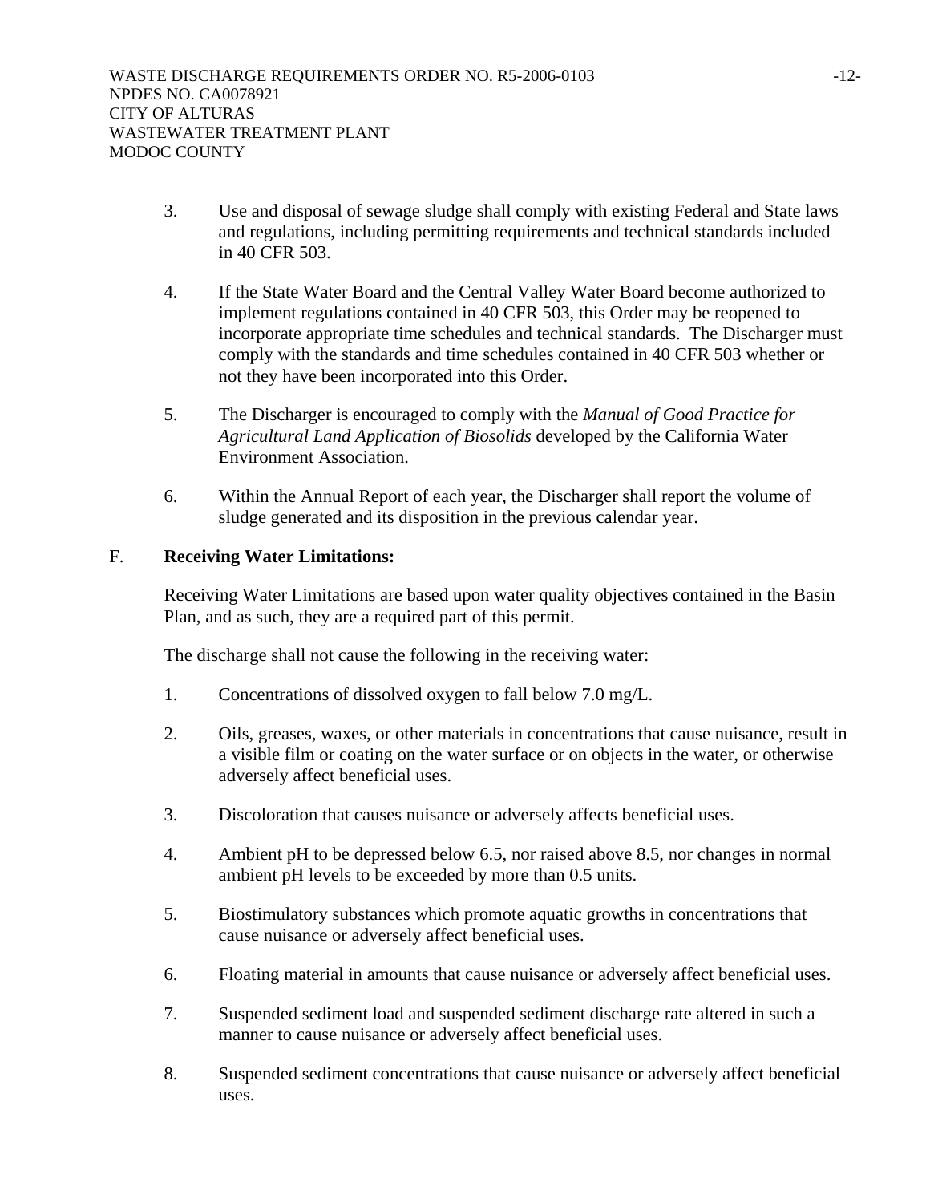3. Use and disposal of sewage sludge shall comply with existing Federal and State laws and regulations, including permitting requirements and technical standards included in 40 CFR 503.

4. If the State Water Board and the Central Valley Water Board become authorized to implement regulations contained in 40 CFR 503, this Order may be reopened to incorporate appropriate time schedules and technical standards. The Discharger must comply with the standards and time schedules contained in 40 CFR 503 whether or not they have been incorporated into this Order.

5. The Discharger is encouraged to comply with the *Manual of Good Practice for Agricultural Land Application of Biosolids* developed by the California Water Environment Association.

6. Within the Annual Report of each year, the Discharger shall report the volume of sludge generated and its disposition in the previous calendar year.

F. **Receiving Water Limitations:**

Receiving Water Limitations are based upon water quality objectives contained in the Basin Plan, and as such, they are a required part of this permit.

The discharge shall not cause the following in the receiving water:

1. Concentrations of dissolved oxygen to fall below 7.0 mg/L.

2. Oils, greases, waxes, or other materials in concentrations that cause nuisance, result in a visible film or coating on the water surface or on objects in the water, or otherwise adversely affect beneficial uses.

3. Discoloration that causes nuisance or adversely affects beneficial uses.

4. Ambient pH to be depressed below 6.5, nor raised above 8.5, nor changes in normal ambient pH levels to be exceeded by more than 0.5 units.

5. Biostimulatory substances which promote aquatic growths in concentrations that cause nuisance or adversely affect beneficial uses.

6. Floating material in amounts that cause nuisance or adversely affect beneficial uses.

7. Suspended sediment load and suspended sediment discharge rate altered in such a manner to cause nuisance or adversely affect beneficial uses.

8. Suspended sediment concentrations that cause nuisance or adversely affect beneficial uses.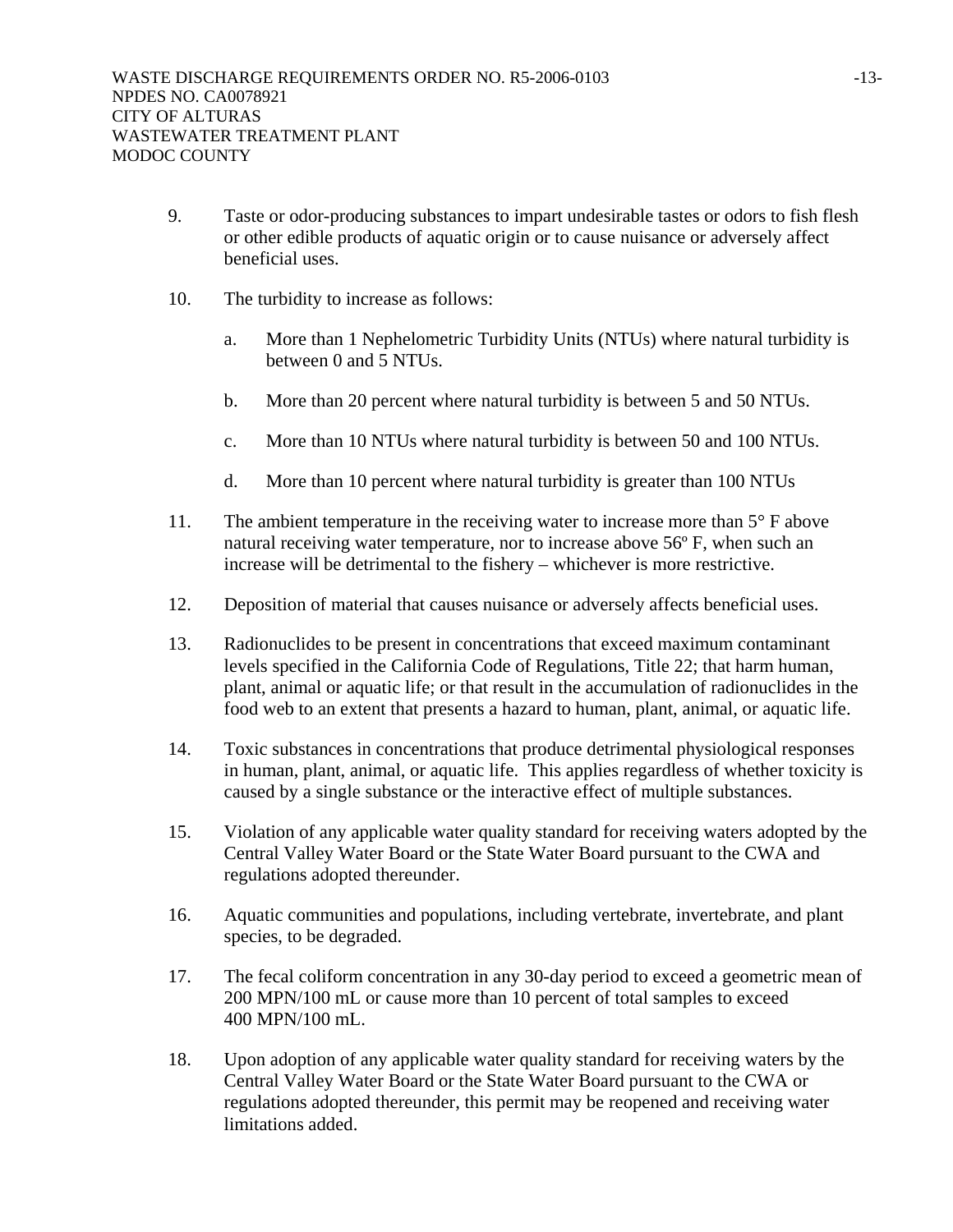9. Taste or odor-producing substances to impart undesirable tastes or odors to fish flesh or other edible products of aquatic origin or to cause nuisance or adversely affect beneficial uses.

10. The turbidity to increase as follows:

    a. More than 1 Nephelometric Turbidity Units (NTUs) where natural turbidity is between 0 and 5 NTUs.

    b. More than 20 percent where natural turbidity is between 5 and 50 NTUs.

    c. More than 10 NTUs where natural turbidity is between 50 and 100 NTUs.

    d. More than 10 percent where natural turbidity is greater than 100 NTUs

11. The ambient temperature in the receiving water to increase more than 5° F above natural receiving water temperature, nor to increase above 56º F, when such an increase will be detrimental to the fishery – whichever is more restrictive.

12. Deposition of material that causes nuisance or adversely affects beneficial uses.

13. Radionuclides to be present in concentrations that exceed maximum contaminant levels specified in the California Code of Regulations, Title 22; that harm human, plant, animal or aquatic life; or that result in the accumulation of radionuclides in the food web to an extent that presents a hazard to human, plant, animal, or aquatic life.

14. Toxic substances in concentrations that produce detrimental physiological responses in human, plant, animal, or aquatic life. This applies regardless of whether toxicity is caused by a single substance or the interactive effect of multiple substances.

15. Violation of any applicable water quality standard for receiving waters adopted by the Central Valley Water Board or the State Water Board pursuant to the CWA and regulations adopted thereunder.

16. Aquatic communities and populations, including vertebrate, invertebrate, and plant species, to be degraded.

17. The fecal coliform concentration in any 30-day period to exceed a geometric mean of 200 MPN/100 mL or cause more than 10 percent of total samples to exceed 400 MPN/100 mL.

18. Upon adoption of any applicable water quality standard for receiving waters by the Central Valley Water Board or the State Water Board pursuant to the CWA or regulations adopted thereunder, this permit may be reopened and receiving water limitations added.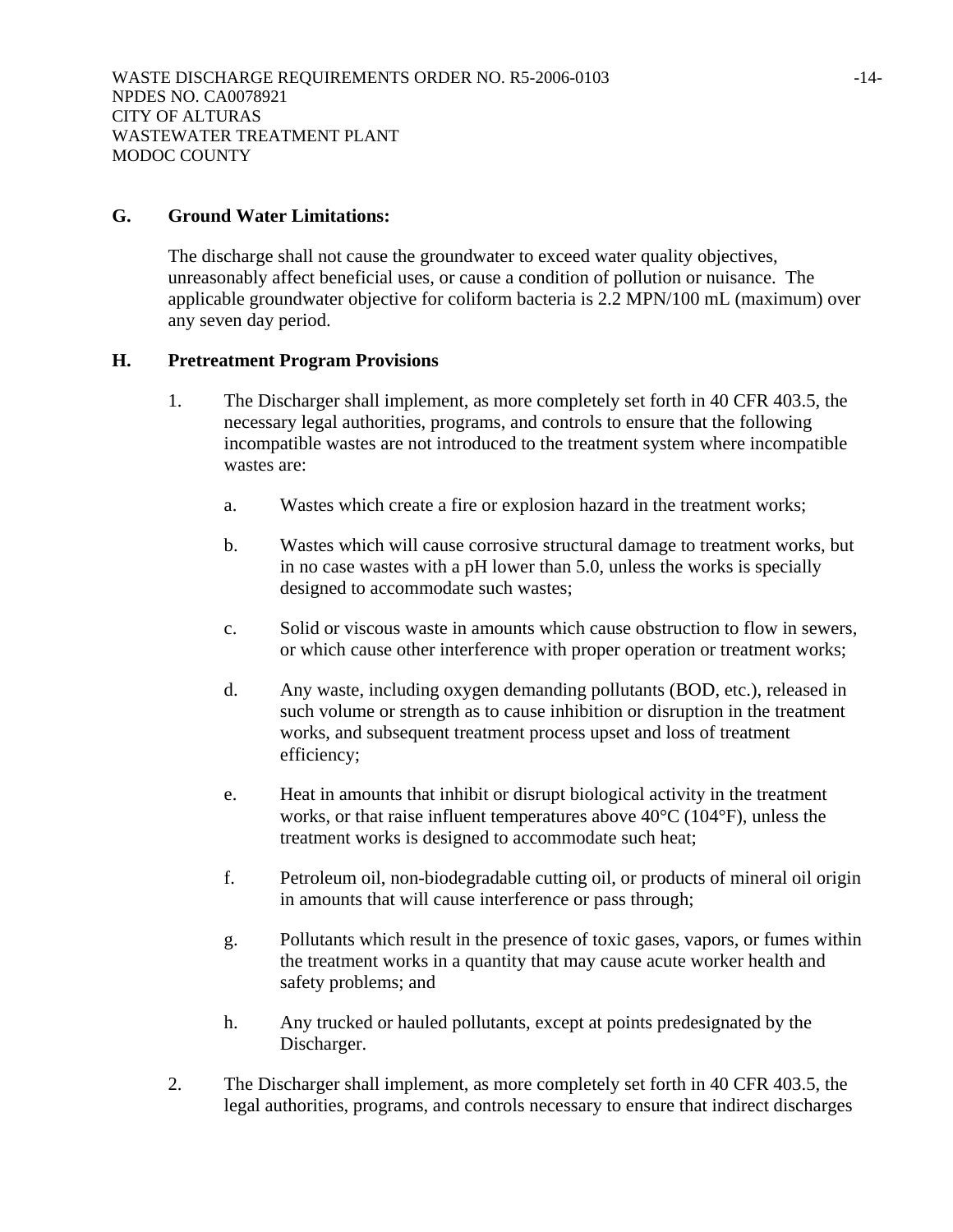## G. Ground Water Limitations:

The discharge shall not cause the groundwater to exceed water quality objectives, unreasonably affect beneficial uses, or cause a condition of pollution or nuisance. The applicable groundwater objective for coliform bacteria is 2.2 MPN/100 mL (maximum) over any seven day period.

## H. Pretreatment Program Provisions

1. The Discharger shall implement, as more completely set forth in 40 CFR 403.5, the necessary legal authorities, programs, and controls to ensure that the following incompatible wastes are not introduced to the treatment system where incompatible wastes are:

   a. Wastes which create a fire or explosion hazard in the treatment works;

   b. Wastes which will cause corrosive structural damage to treatment works, but in no case wastes with a pH lower than 5.0, unless the works is specially designed to accommodate such wastes;

   c. Solid or viscous waste in amounts which cause obstruction to flow in sewers, or which cause other interference with proper operation or treatment works;

   d. Any waste, including oxygen demanding pollutants (BOD, etc.), released in such volume or strength as to cause inhibition or disruption in the treatment works, and subsequent treatment process upset and loss of treatment efficiency;

   e. Heat in amounts that inhibit or disrupt biological activity in the treatment works, or that raise influent temperatures above 40°C (104°F), unless the treatment works is designed to accommodate such heat;

   f. Petroleum oil, non-biodegradable cutting oil, or products of mineral oil origin in amounts that will cause interference or pass through;

   g. Pollutants which result in the presence of toxic gases, vapors, or fumes within the treatment works in a quantity that may cause acute worker health and safety problems; and

   h. Any trucked or hauled pollutants, except at points predesignated by the Discharger.

2. The Discharger shall implement, as more completely set forth in 40 CFR 403.5, the legal authorities, programs, and controls necessary to ensure that indirect discharges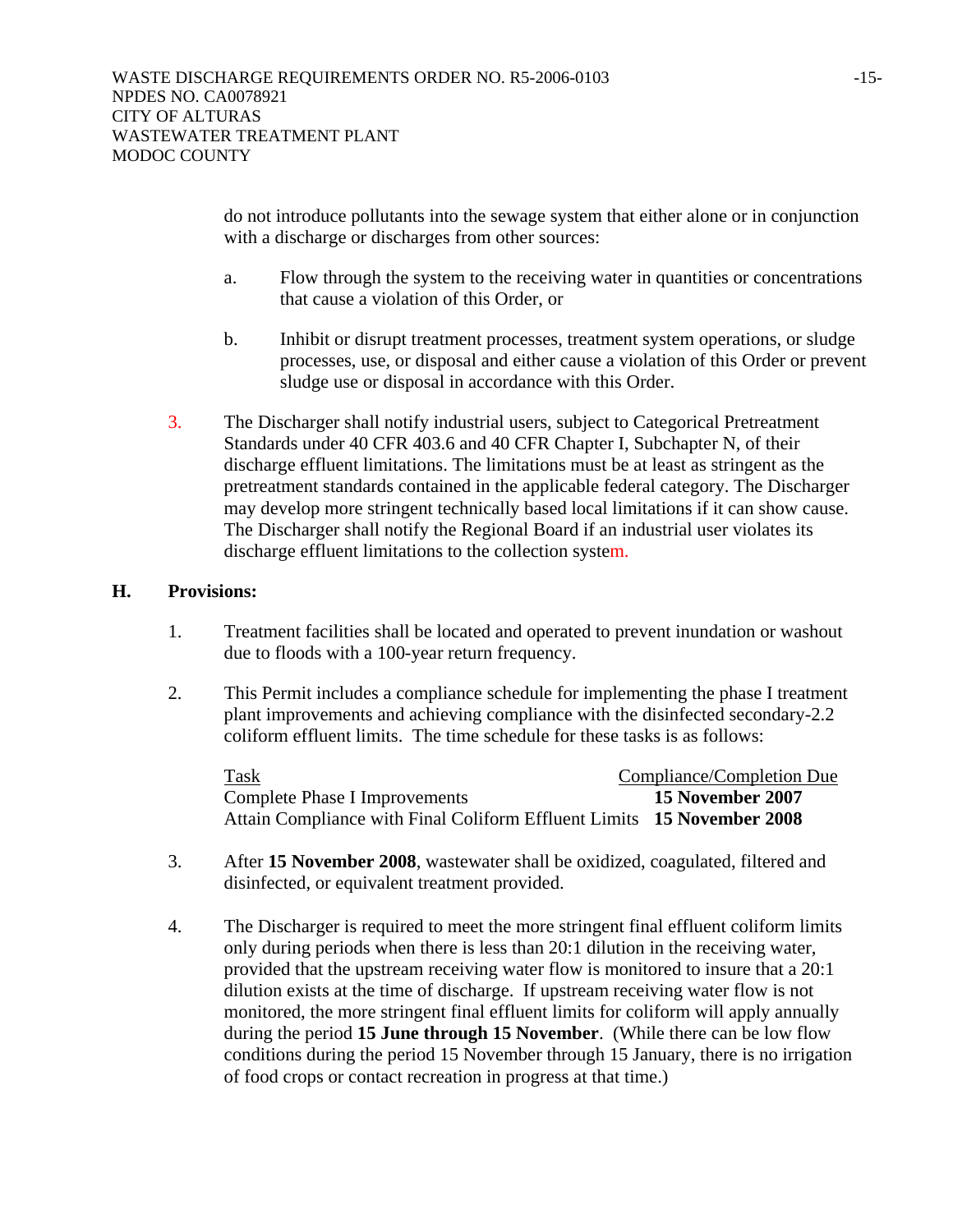do not introduce pollutants into the sewage system that either alone or in conjunction with a discharge or discharges from other sources:

a. Flow through the system to the receiving water in quantities or concentrations that cause a violation of this Order, or

b. Inhibit or disrupt treatment processes, treatment system operations, or sludge processes, use, or disposal and either cause a violation of this Order or prevent sludge use or disposal in accordance with this Order.

3. The Discharger shall notify industrial users, subject to Categorical Pretreatment Standards under 40 CFR 403.6 and 40 CFR Chapter I, Subchapter N, of their discharge effluent limitations. The limitations must be at least as stringent as the pretreatment standards contained in the applicable federal category. The Discharger may develop more stringent technically based local limitations if it can show cause. The Discharger shall notify the Regional Board if an industrial user violates its discharge effluent limitations to the collection system.

## H. Provisions:

1. Treatment facilities shall be located and operated to prevent inundation or washout due to floods with a 100-year return frequency.

2. This Permit includes a compliance schedule for implementing the phase I treatment plant improvements and achieving compliance with the disinfected secondary-2.2 coliform effluent limits. The time schedule for these tasks is as follows:

| Task | Compliance/Completion Due |
|---|---|
| Complete Phase I Improvements | **15 November 2007** |
| Attain Compliance with Final Coliform Effluent Limits | **15 November 2008** |

3. After **15 November 2008**, wastewater shall be oxidized, coagulated, filtered and disinfected, or equivalent treatment provided.

4. The Discharger is required to meet the more stringent final effluent coliform limits only during periods when there is less than 20:1 dilution in the receiving water, provided that the upstream receiving water flow is monitored to insure that a 20:1 dilution exists at the time of discharge. If upstream receiving water flow is not monitored, the more stringent final effluent limits for coliform will apply annually during the period **15 June through 15 November**. (While there can be low flow conditions during the period 15 November through 15 January, there is no irrigation of food crops or contact recreation in progress at that time.)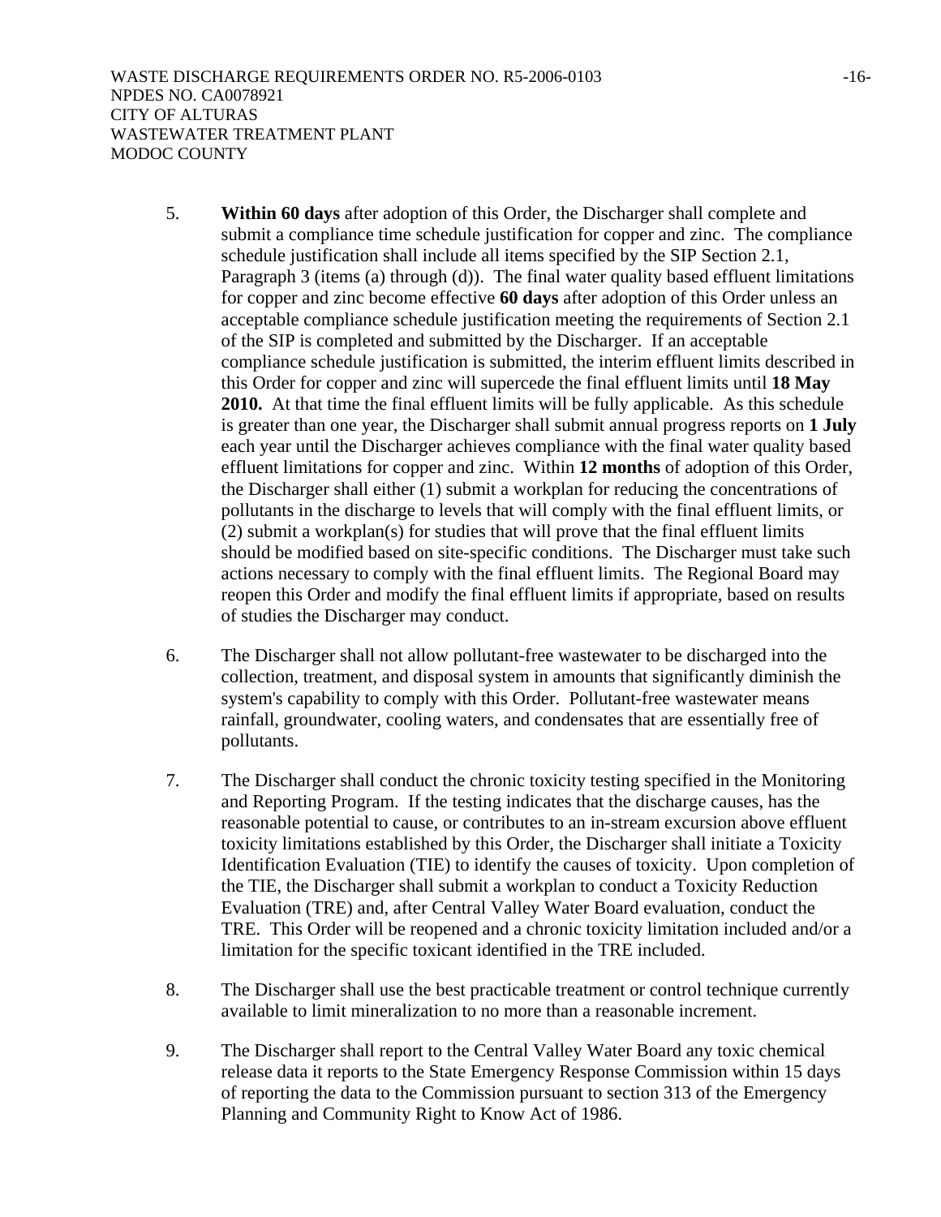5. **Within 60 days** after adoption of this Order, the Discharger shall complete and submit a compliance time schedule justification for copper and zinc. The compliance schedule justification shall include all items specified by the SIP Section 2.1, Paragraph 3 (items (a) through (d)). The final water quality based effluent limitations for copper and zinc become effective **60 days** after adoption of this Order unless an acceptable compliance schedule justification meeting the requirements of Section 2.1 of the SIP is completed and submitted by the Discharger. If an acceptable compliance schedule justification is submitted, the interim effluent limits described in this Order for copper and zinc will supercede the final effluent limits until **18 May 2010.** At that time the final effluent limits will be fully applicable. As this schedule is greater than one year, the Discharger shall submit annual progress reports on **1 July** each year until the Discharger achieves compliance with the final water quality based effluent limitations for copper and zinc. Within **12 months** of adoption of this Order, the Discharger shall either (1) submit a workplan for reducing the concentrations of pollutants in the discharge to levels that will comply with the final effluent limits, or (2) submit a workplan(s) for studies that will prove that the final effluent limits should be modified based on site-specific conditions. The Discharger must take such actions necessary to comply with the final effluent limits. The Regional Board may reopen this Order and modify the final effluent limits if appropriate, based on results of studies the Discharger may conduct.

6. The Discharger shall not allow pollutant-free wastewater to be discharged into the collection, treatment, and disposal system in amounts that significantly diminish the system's capability to comply with this Order. Pollutant-free wastewater means rainfall, groundwater, cooling waters, and condensates that are essentially free of pollutants.

7. The Discharger shall conduct the chronic toxicity testing specified in the Monitoring and Reporting Program. If the testing indicates that the discharge causes, has the reasonable potential to cause, or contributes to an in-stream excursion above effluent toxicity limitations established by this Order, the Discharger shall initiate a Toxicity Identification Evaluation (TIE) to identify the causes of toxicity. Upon completion of the TIE, the Discharger shall submit a workplan to conduct a Toxicity Reduction Evaluation (TRE) and, after Central Valley Water Board evaluation, conduct the TRE. This Order will be reopened and a chronic toxicity limitation included and/or a limitation for the specific toxicant identified in the TRE included.

8. The Discharger shall use the best practicable treatment or control technique currently available to limit mineralization to no more than a reasonable increment.

9. The Discharger shall report to the Central Valley Water Board any toxic chemical release data it reports to the State Emergency Response Commission within 15 days of reporting the data to the Commission pursuant to section 313 of the Emergency Planning and Community Right to Know Act of 1986.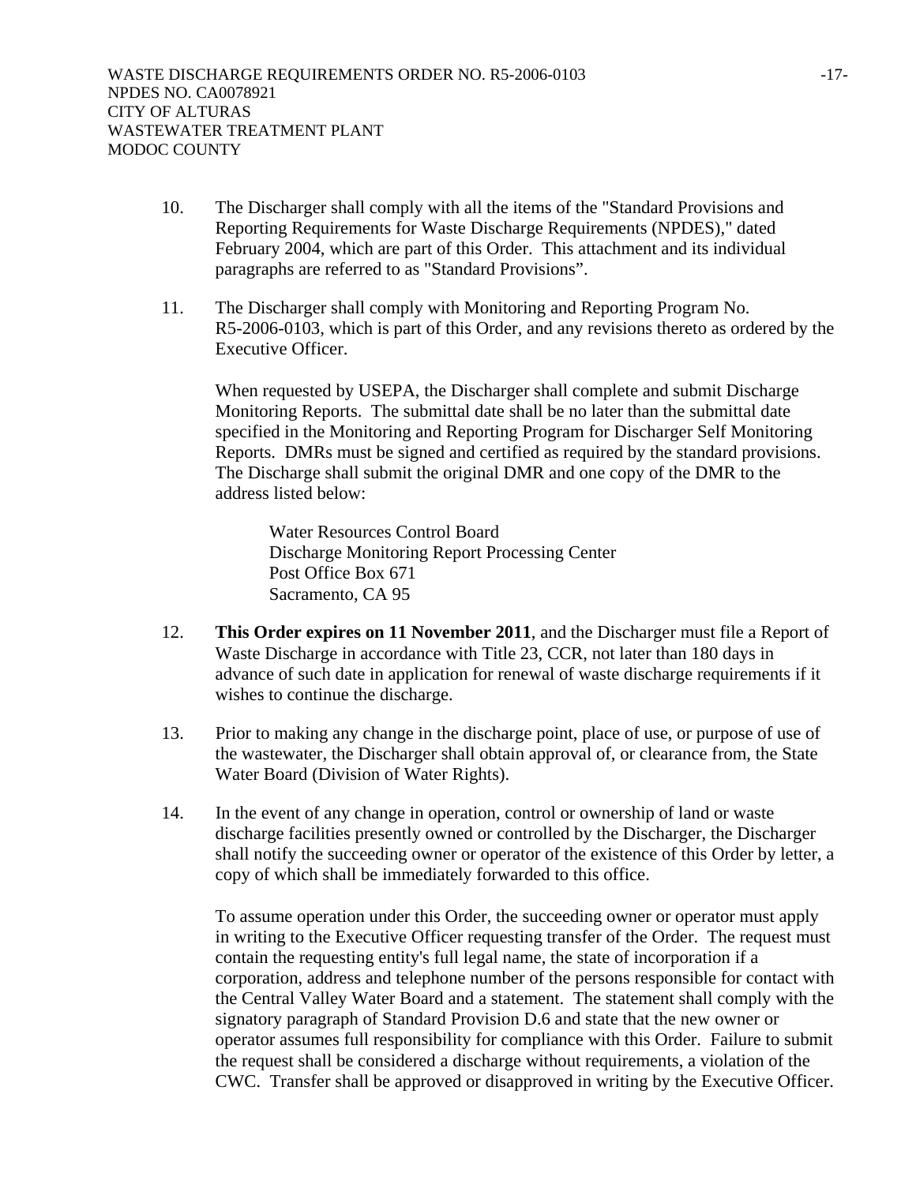10. The Discharger shall comply with all the items of the "Standard Provisions and Reporting Requirements for Waste Discharge Requirements (NPDES)," dated February 2004, which are part of this Order. This attachment and its individual paragraphs are referred to as "Standard Provisions".

11. The Discharger shall comply with Monitoring and Reporting Program No. R5-2006-0103, which is part of this Order, and any revisions thereto as ordered by the Executive Officer.

    When requested by USEPA, the Discharger shall complete and submit Discharge Monitoring Reports. The submittal date shall be no later than the submittal date specified in the Monitoring and Reporting Program for Discharger Self Monitoring Reports. DMRs must be signed and certified as required by the standard provisions. The Discharge shall submit the original DMR and one copy of the DMR to the address listed below:

    Water Resources Control Board
    Discharge Monitoring Report Processing Center
    Post Office Box 671
    Sacramento, CA 95

12. **This Order expires on 11 November 2011**, and the Discharger must file a Report of Waste Discharge in accordance with Title 23, CCR, not later than 180 days in advance of such date in application for renewal of waste discharge requirements if it wishes to continue the discharge.

13. Prior to making any change in the discharge point, place of use, or purpose of use of the wastewater, the Discharger shall obtain approval of, or clearance from, the State Water Board (Division of Water Rights).

14. In the event of any change in operation, control or ownership of land or waste discharge facilities presently owned or controlled by the Discharger, the Discharger shall notify the succeeding owner or operator of the existence of this Order by letter, a copy of which shall be immediately forwarded to this office.

    To assume operation under this Order, the succeeding owner or operator must apply in writing to the Executive Officer requesting transfer of the Order. The request must contain the requesting entity's full legal name, the state of incorporation if a corporation, address and telephone number of the persons responsible for contact with the Central Valley Water Board and a statement. The statement shall comply with the signatory paragraph of Standard Provision D.6 and state that the new owner or operator assumes full responsibility for compliance with this Order. Failure to submit the request shall be considered a discharge without requirements, a violation of the CWC. Transfer shall be approved or disapproved in writing by the Executive Officer.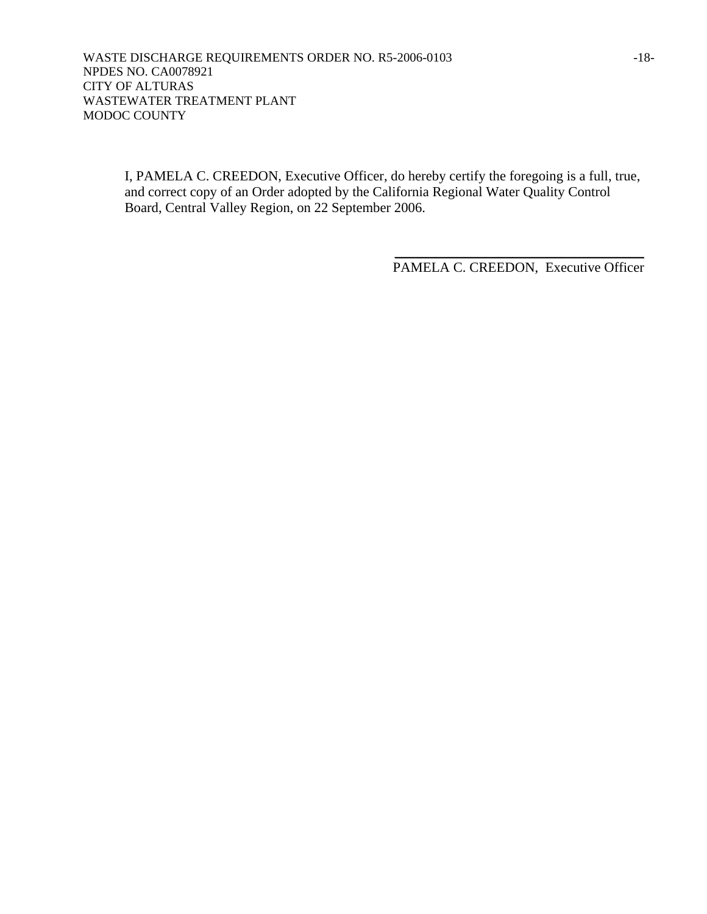I, PAMELA C. CREEDON, Executive Officer, do hereby certify the foregoing is a full, true, and correct copy of an Order adopted by the California Regional Water Quality Control Board, Central Valley Region, on 22 September 2006.

\_\_\_\_\_\_\_\_\_\_\_\_\_\_\_\_\_\_\_\_\_\_\_\_\_\_\_\_\_\_\_\_\_\_\_\_

PAMELA C. CREEDON, Executive Officer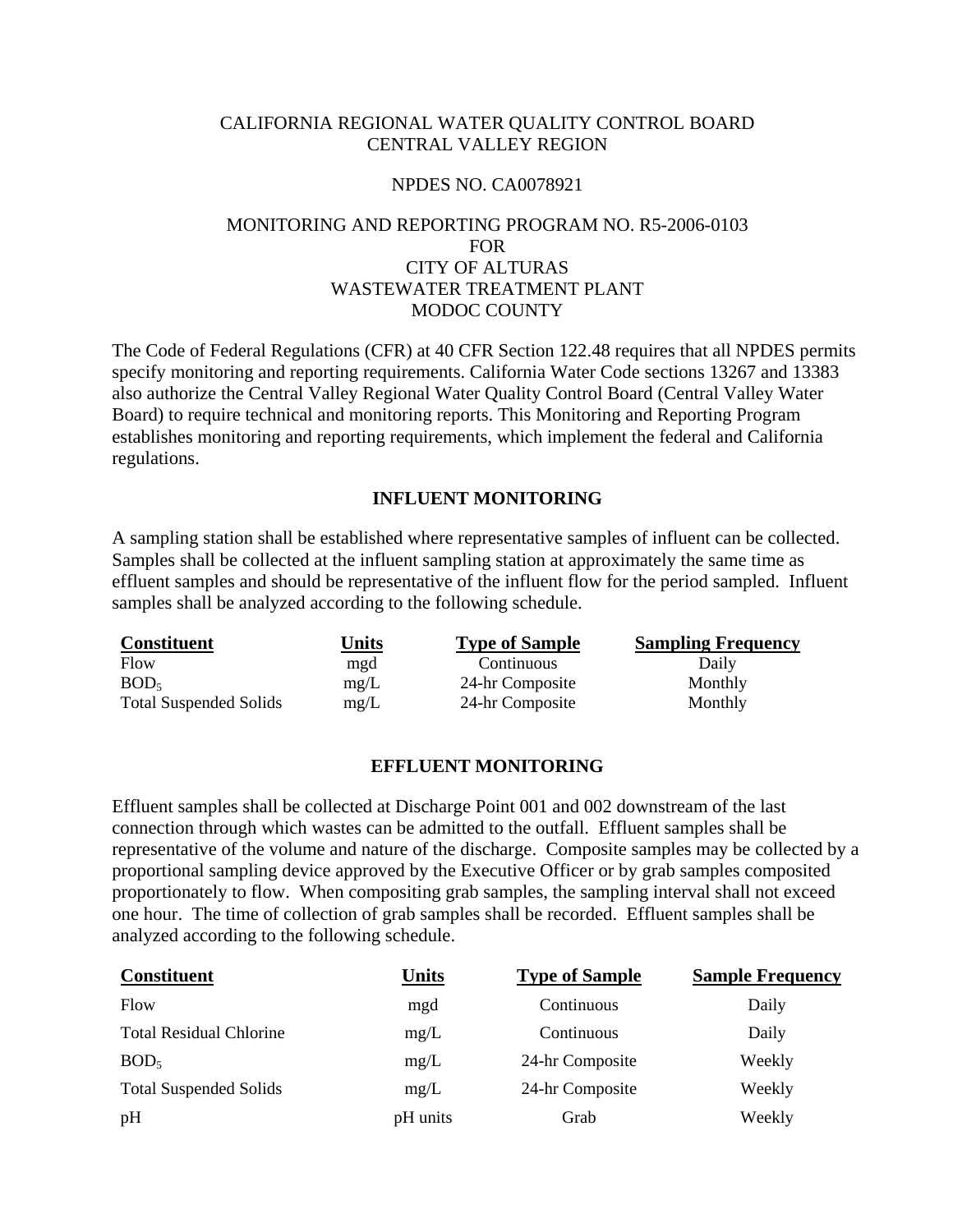CALIFORNIA REGIONAL WATER QUALITY CONTROL BOARD
CENTRAL VALLEY REGION

NPDES NO. CA0078921

MONITORING AND REPORTING PROGRAM NO. R5-2006-0103
FOR
CITY OF ALTURAS
WASTEWATER TREATMENT PLANT
MODOC COUNTY

The Code of Federal Regulations (CFR) at 40 CFR Section 122.48 requires that all NPDES permits specify monitoring and reporting requirements. California Water Code sections 13267 and 13383 also authorize the Central Valley Regional Water Quality Control Board (Central Valley Water Board) to require technical and monitoring reports. This Monitoring and Reporting Program establishes monitoring and reporting requirements, which implement the federal and California regulations.

## INFLUENT MONITORING

A sampling station shall be established where representative samples of influent can be collected. Samples shall be collected at the influent sampling station at approximately the same time as effluent samples and should be representative of the influent flow for the period sampled. Influent samples shall be analyzed according to the following schedule.

| Constituent | Units | Type of Sample | Sampling Frequency |
|---|---|---|---|
| Flow | mgd | Continuous | Daily |
| $BOD_5$ | mg/L | 24-hr Composite | Monthly |
| Total Suspended Solids | mg/L | 24-hr Composite | Monthly |

## EFFLUENT MONITORING

Effluent samples shall be collected at Discharge Point 001 and 002 downstream of the last connection through which wastes can be admitted to the outfall. Effluent samples shall be representative of the volume and nature of the discharge. Composite samples may be collected by a proportional sampling device approved by the Executive Officer or by grab samples composited proportionately to flow. When compositing grab samples, the sampling interval shall not exceed one hour. The time of collection of grab samples shall be recorded. Effluent samples shall be analyzed according to the following schedule.

| Constituent | Units | Type of Sample | Sample Frequency |
|---|---|---|---|
| Flow | mgd | Continuous | Daily |
| Total Residual Chlorine | mg/L | Continuous | Daily |
| $BOD_5$ | mg/L | 24-hr Composite | Weekly |
| Total Suspended Solids | mg/L | 24-hr Composite | Weekly |
| pH | pH units | Grab | Weekly |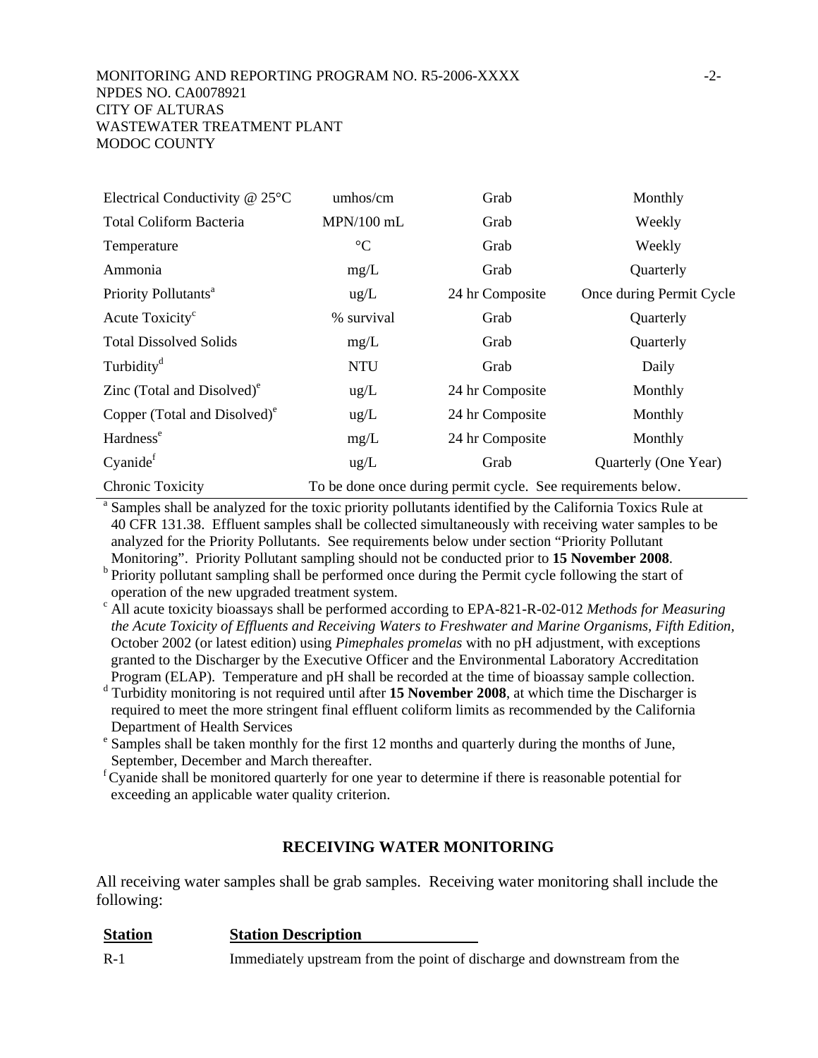| | | | |
|---|---|---|---|
| Electrical Conductivity @ 25°C | umhos/cm | Grab | Monthly |
| Total Coliform Bacteria | MPN/100 mL | Grab | Weekly |
| Temperature | °C | Grab | Weekly |
| Ammonia | mg/L | Grab | Quarterly |
| Priority Pollutants[a] | ug/L | 24 hr Composite | Once during Permit Cycle |
| Acute Toxicity[c] | % survival | Grab | Quarterly |
| Total Dissolved Solids | mg/L | Grab | Quarterly |
| Turbidity[d] | NTU | Grab | Daily |
| Zinc (Total and Disolved)[e] | ug/L | 24 hr Composite | Monthly |
| Copper (Total and Disolved)[e] | ug/L | 24 hr Composite | Monthly |
| Hardness[e] | mg/L | 24 hr Composite | Monthly |
| Cyanide[f] | ug/L | Grab | Quarterly (One Year) |
| Chronic Toxicity | To be done once during permit cycle. See requirements below. | | |

[a] Samples shall be analyzed for the toxic priority pollutants identified by the California Toxics Rule at 40 CFR 131.38. Effluent samples shall be collected simultaneously with receiving water samples to be analyzed for the Priority Pollutants. See requirements below under section "Priority Pollutant Monitoring". Priority Pollutant sampling should not be conducted prior to **15 November 2008**.

[b] Priority pollutant sampling shall be performed once during the Permit cycle following the start of operation of the new upgraded treatment system.

[c] All acute toxicity bioassays shall be performed according to EPA-821-R-02-012 *Methods for Measuring the Acute Toxicity of Effluents and Receiving Waters to Freshwater and Marine Organisms, Fifth Edition*, October 2002 (or latest edition) using *Pimephales promelas* with no pH adjustment, with exceptions granted to the Discharger by the Executive Officer and the Environmental Laboratory Accreditation Program (ELAP). Temperature and pH shall be recorded at the time of bioassay sample collection.

[d] Turbidity monitoring is not required until after **15 November 2008**, at which time the Discharger is required to meet the more stringent final effluent coliform limits as recommended by the California Department of Health Services

[e] Samples shall be taken monthly for the first 12 months and quarterly during the months of June, September, December and March thereafter.

[f] Cyanide shall be monitored quarterly for one year to determine if there is reasonable potential for exceeding an applicable water quality criterion.

## RECEIVING WATER MONITORING

All receiving water samples shall be grab samples. Receiving water monitoring shall include the following:

| **Station** | **Station Description** |
|---|---|
| R-1 | Immediately upstream from the point of discharge and downstream from the |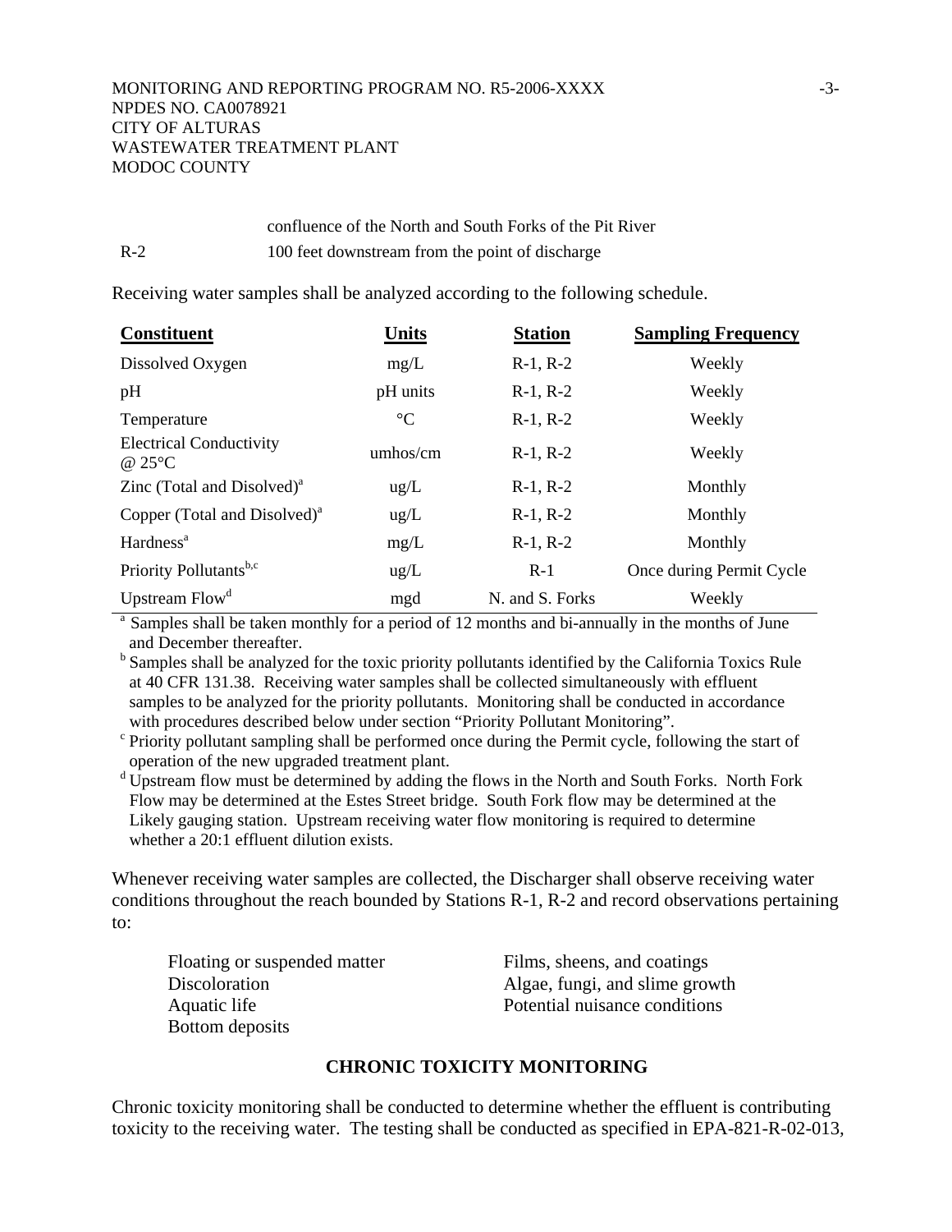confluence of the North and South Forks of the Pit River

R-2 100 feet downstream from the point of discharge

Receiving water samples shall be analyzed according to the following schedule.

| Constituent | Units | Station | Sampling Frequency |
|---|---|---|---|
| Dissolved Oxygen | mg/L | R-1, R-2 | Weekly |
| pH | pH units | R-1, R-2 | Weekly |
| Temperature | °C | R-1, R-2 | Weekly |
| Electrical Conductivity @ 25°C | umhos/cm | R-1, R-2 | Weekly |
| Zinc (Total and Disolved)[a] | ug/L | R-1, R-2 | Monthly |
| Copper (Total and Disolved)[a] | ug/L | R-1, R-2 | Monthly |
| Hardness[a] | mg/L | R-1, R-2 | Monthly |
| Priority Pollutants[b,c] | ug/L | R-1 | Once during Permit Cycle |
| Upstream Flow[d] | mgd | N. and S. Forks | Weekly |

[a] Samples shall be taken monthly for a period of 12 months and bi-annually in the months of June and December thereafter.

[b] Samples shall be analyzed for the toxic priority pollutants identified by the California Toxics Rule at 40 CFR 131.38. Receiving water samples shall be collected simultaneously with effluent samples to be analyzed for the priority pollutants. Monitoring shall be conducted in accordance with procedures described below under section "Priority Pollutant Monitoring".

[c] Priority pollutant sampling shall be performed once during the Permit cycle, following the start of operation of the new upgraded treatment plant.

[d] Upstream flow must be determined by adding the flows in the North and South Forks. North Fork Flow may be determined at the Estes Street bridge. South Fork flow may be determined at the Likely gauging station. Upstream receiving water flow monitoring is required to determine whether a 20:1 effluent dilution exists.

Whenever receiving water samples are collected, the Discharger shall observe receiving water conditions throughout the reach bounded by Stations R-1, R-2 and record observations pertaining to:

- Floating or suspended matter
- Discoloration
- Aquatic life
- Bottom deposits
- Films, sheens, and coatings
- Algae, fungi, and slime growth
- Potential nuisance conditions

## CHRONIC TOXICITY MONITORING

Chronic toxicity monitoring shall be conducted to determine whether the effluent is contributing toxicity to the receiving water. The testing shall be conducted as specified in EPA-821-R-02-013,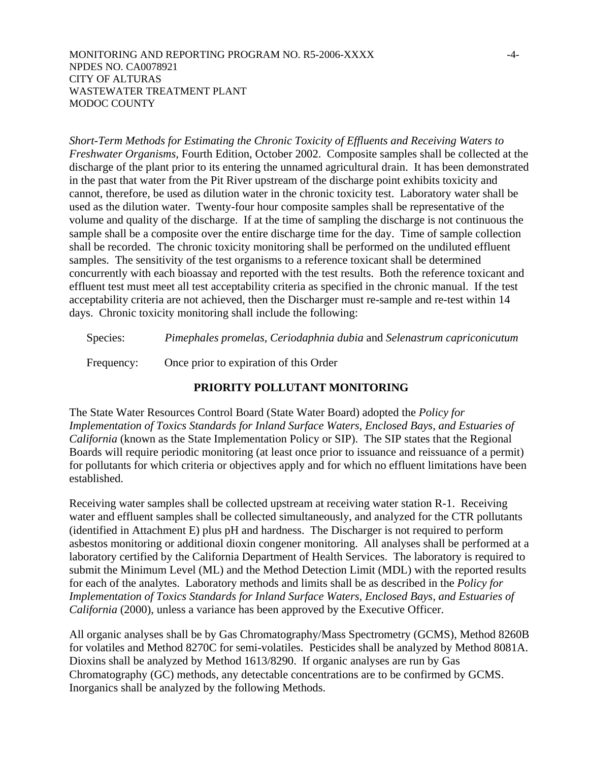*Short-Term Methods for Estimating the Chronic Toxicity of Effluents and Receiving Waters to Freshwater Organisms,* Fourth Edition, October 2002. Composite samples shall be collected at the discharge of the plant prior to its entering the unnamed agricultural drain. It has been demonstrated in the past that water from the Pit River upstream of the discharge point exhibits toxicity and cannot, therefore, be used as dilution water in the chronic toxicity test. Laboratory water shall be used as the dilution water. Twenty-four hour composite samples shall be representative of the volume and quality of the discharge. If at the time of sampling the discharge is not continuous the sample shall be a composite over the entire discharge time for the day. Time of sample collection shall be recorded. The chronic toxicity monitoring shall be performed on the undiluted effluent samples. The sensitivity of the test organisms to a reference toxicant shall be determined concurrently with each bioassay and reported with the test results. Both the reference toxicant and effluent test must meet all test acceptability criteria as specified in the chronic manual. If the test acceptability criteria are not achieved, then the Discharger must re-sample and re-test within 14 days. Chronic toxicity monitoring shall include the following:

Species: *Pimephales promelas, Ceriodaphnia dubia* and *Selenastrum capriconicutum*

Frequency: Once prior to expiration of this Order

## PRIORITY POLLUTANT MONITORING

The State Water Resources Control Board (State Water Board) adopted the *Policy for Implementation of Toxics Standards for Inland Surface Waters, Enclosed Bays, and Estuaries of California* (known as the State Implementation Policy or SIP). The SIP states that the Regional Boards will require periodic monitoring (at least once prior to issuance and reissuance of a permit) for pollutants for which criteria or objectives apply and for which no effluent limitations have been established.

Receiving water samples shall be collected upstream at receiving water station R-1. Receiving water and effluent samples shall be collected simultaneously, and analyzed for the CTR pollutants (identified in Attachment E) plus pH and hardness. The Discharger is not required to perform asbestos monitoring or additional dioxin congener monitoring. All analyses shall be performed at a laboratory certified by the California Department of Health Services. The laboratory is required to submit the Minimum Level (ML) and the Method Detection Limit (MDL) with the reported results for each of the analytes. Laboratory methods and limits shall be as described in the *Policy for Implementation of Toxics Standards for Inland Surface Waters, Enclosed Bays, and Estuaries of California* (2000), unless a variance has been approved by the Executive Officer.

All organic analyses shall be by Gas Chromatography/Mass Spectrometry (GCMS), Method 8260B for volatiles and Method 8270C for semi-volatiles. Pesticides shall be analyzed by Method 8081A. Dioxins shall be analyzed by Method 1613/8290. If organic analyses are run by Gas Chromatography (GC) methods, any detectable concentrations are to be confirmed by GCMS. Inorganics shall be analyzed by the following Methods.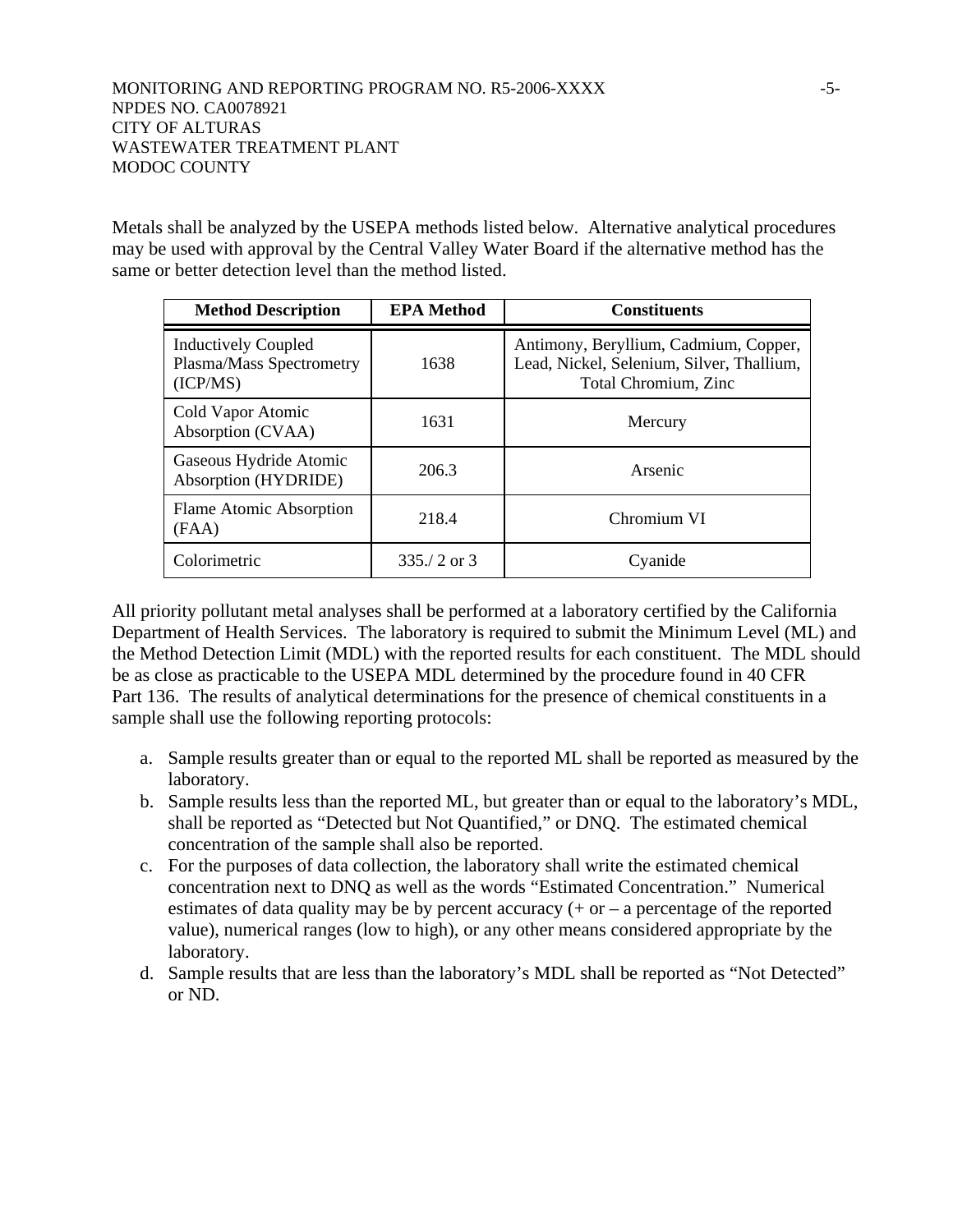Metals shall be analyzed by the USEPA methods listed below. Alternative analytical procedures may be used with approval by the Central Valley Water Board if the alternative method has the same or better detection level than the method listed.

| Method Description | EPA Method | Constituents |
|---|---|---|
| Inductively Coupled Plasma/Mass Spectrometry (ICP/MS) | 1638 | Antimony, Beryllium, Cadmium, Copper, Lead, Nickel, Selenium, Silver, Thallium, Total Chromium, Zinc |
| Cold Vapor Atomic Absorption (CVAA) | 1631 | Mercury |
| Gaseous Hydride Atomic Absorption (HYDRIDE) | 206.3 | Arsenic |
| Flame Atomic Absorption (FAA) | 218.4 | Chromium VI |
| Colorimetric | 335./ 2 or 3 | Cyanide |

All priority pollutant metal analyses shall be performed at a laboratory certified by the California Department of Health Services. The laboratory is required to submit the Minimum Level (ML) and the Method Detection Limit (MDL) with the reported results for each constituent. The MDL should be as close as practicable to the USEPA MDL determined by the procedure found in 40 CFR Part 136. The results of analytical determinations for the presence of chemical constituents in a sample shall use the following reporting protocols:

a. Sample results greater than or equal to the reported ML shall be reported as measured by the laboratory.
b. Sample results less than the reported ML, but greater than or equal to the laboratory's MDL, shall be reported as "Detected but Not Quantified," or DNQ. The estimated chemical concentration of the sample shall also be reported.
c. For the purposes of data collection, the laboratory shall write the estimated chemical concentration next to DNQ as well as the words "Estimated Concentration." Numerical estimates of data quality may be by percent accuracy (+ or – a percentage of the reported value), numerical ranges (low to high), or any other means considered appropriate by the laboratory.
d. Sample results that are less than the laboratory's MDL shall be reported as "Not Detected" or ND.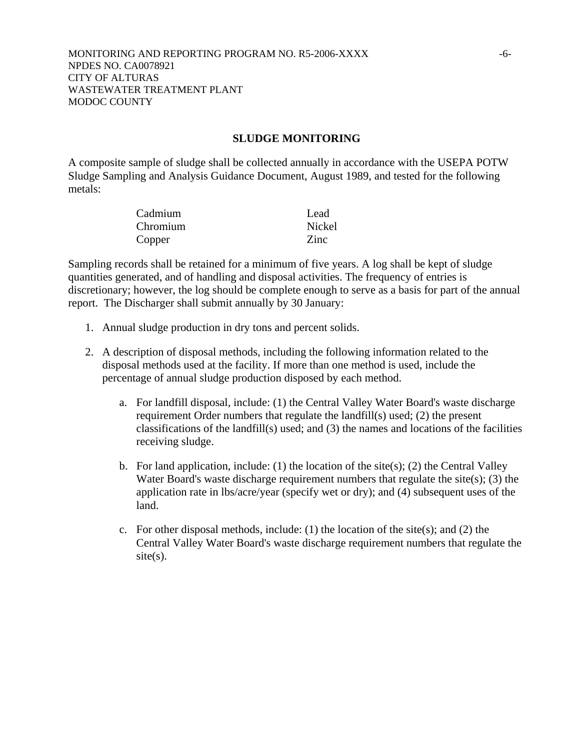## SLUDGE MONITORING

A composite sample of sludge shall be collected annually in accordance with the USEPA POTW Sludge Sampling and Analysis Guidance Document, August 1989, and tested for the following metals:

| | |
|---|---|
| Cadmium | Lead |
| Chromium | Nickel |
| Copper | Zinc |

Sampling records shall be retained for a minimum of five years. A log shall be kept of sludge quantities generated, and of handling and disposal activities. The frequency of entries is discretionary; however, the log should be complete enough to serve as a basis for part of the annual report. The Discharger shall submit annually by 30 January:

1. Annual sludge production in dry tons and percent solids.

2. A description of disposal methods, including the following information related to the disposal methods used at the facility. If more than one method is used, include the percentage of annual sludge production disposed by each method.

   a. For landfill disposal, include: (1) the Central Valley Water Board's waste discharge requirement Order numbers that regulate the landfill(s) used; (2) the present classifications of the landfill(s) used; and (3) the names and locations of the facilities receiving sludge.

   b. For land application, include: (1) the location of the site(s); (2) the Central Valley Water Board's waste discharge requirement numbers that regulate the site(s); (3) the application rate in lbs/acre/year (specify wet or dry); and (4) subsequent uses of the land.

   c. For other disposal methods, include: (1) the location of the site(s); and (2) the Central Valley Water Board's waste discharge requirement numbers that regulate the site(s).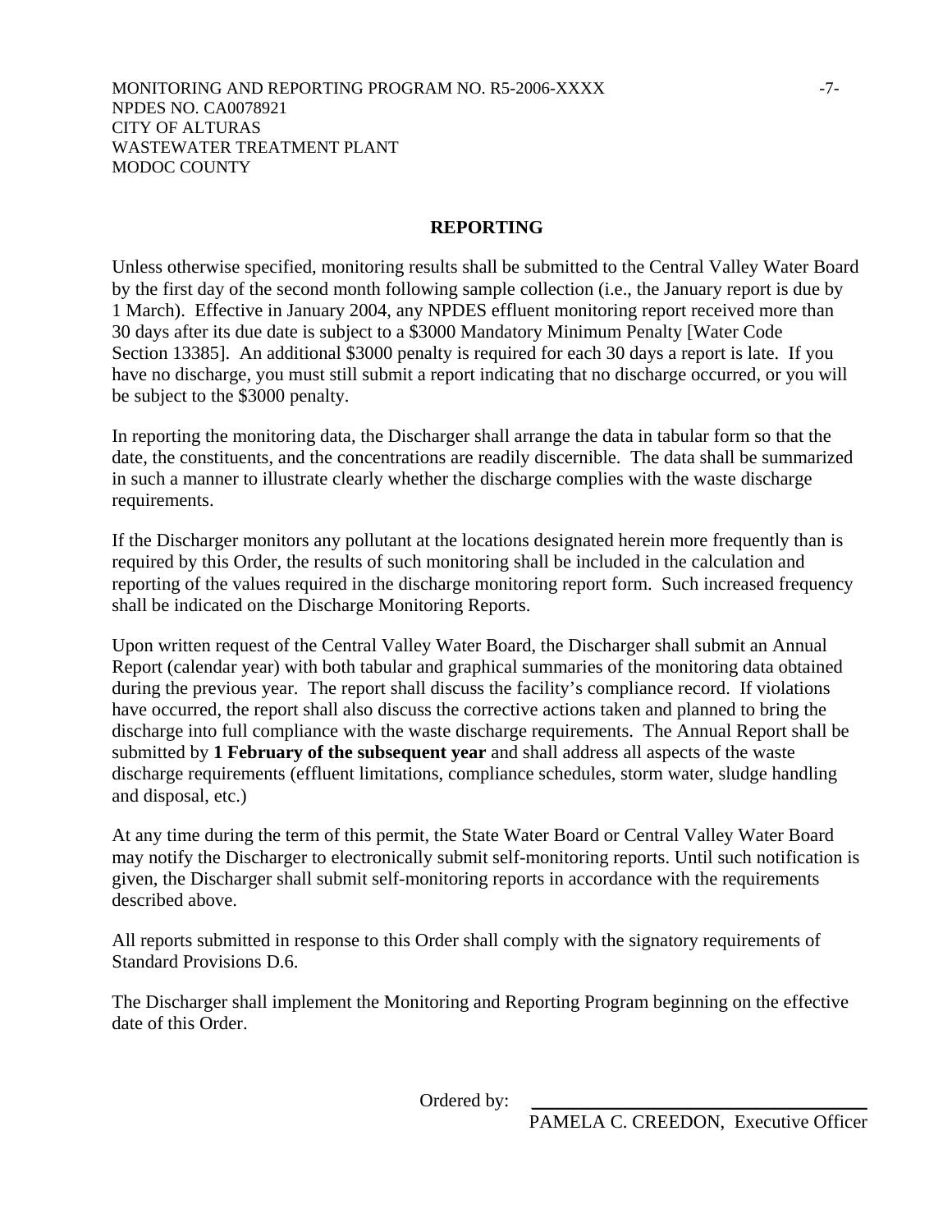## REPORTING

Unless otherwise specified, monitoring results shall be submitted to the Central Valley Water Board by the first day of the second month following sample collection (i.e., the January report is due by 1 March). Effective in January 2004, any NPDES effluent monitoring report received more than 30 days after its due date is subject to a $3000 Mandatory Minimum Penalty [Water Code Section 13385]. An additional $3000 penalty is required for each 30 days a report is late. If you have no discharge, you must still submit a report indicating that no discharge occurred, or you will be subject to the $3000 penalty.

In reporting the monitoring data, the Discharger shall arrange the data in tabular form so that the date, the constituents, and the concentrations are readily discernible. The data shall be summarized in such a manner to illustrate clearly whether the discharge complies with the waste discharge requirements.

If the Discharger monitors any pollutant at the locations designated herein more frequently than is required by this Order, the results of such monitoring shall be included in the calculation and reporting of the values required in the discharge monitoring report form. Such increased frequency shall be indicated on the Discharge Monitoring Reports.

Upon written request of the Central Valley Water Board, the Discharger shall submit an Annual Report (calendar year) with both tabular and graphical summaries of the monitoring data obtained during the previous year. The report shall discuss the facility's compliance record. If violations have occurred, the report shall also discuss the corrective actions taken and planned to bring the discharge into full compliance with the waste discharge requirements. The Annual Report shall be submitted by **1 February of the subsequent year** and shall address all aspects of the waste discharge requirements (effluent limitations, compliance schedules, storm water, sludge handling and disposal, etc.)

At any time during the term of this permit, the State Water Board or Central Valley Water Board may notify the Discharger to electronically submit self-monitoring reports. Until such notification is given, the Discharger shall submit self-monitoring reports in accordance with the requirements described above.

All reports submitted in response to this Order shall comply with the signatory requirements of Standard Provisions D.6.

The Discharger shall implement the Monitoring and Reporting Program beginning on the effective date of this Order.

Ordered by: ______________________________

PAMELA C. CREEDON, Executive Officer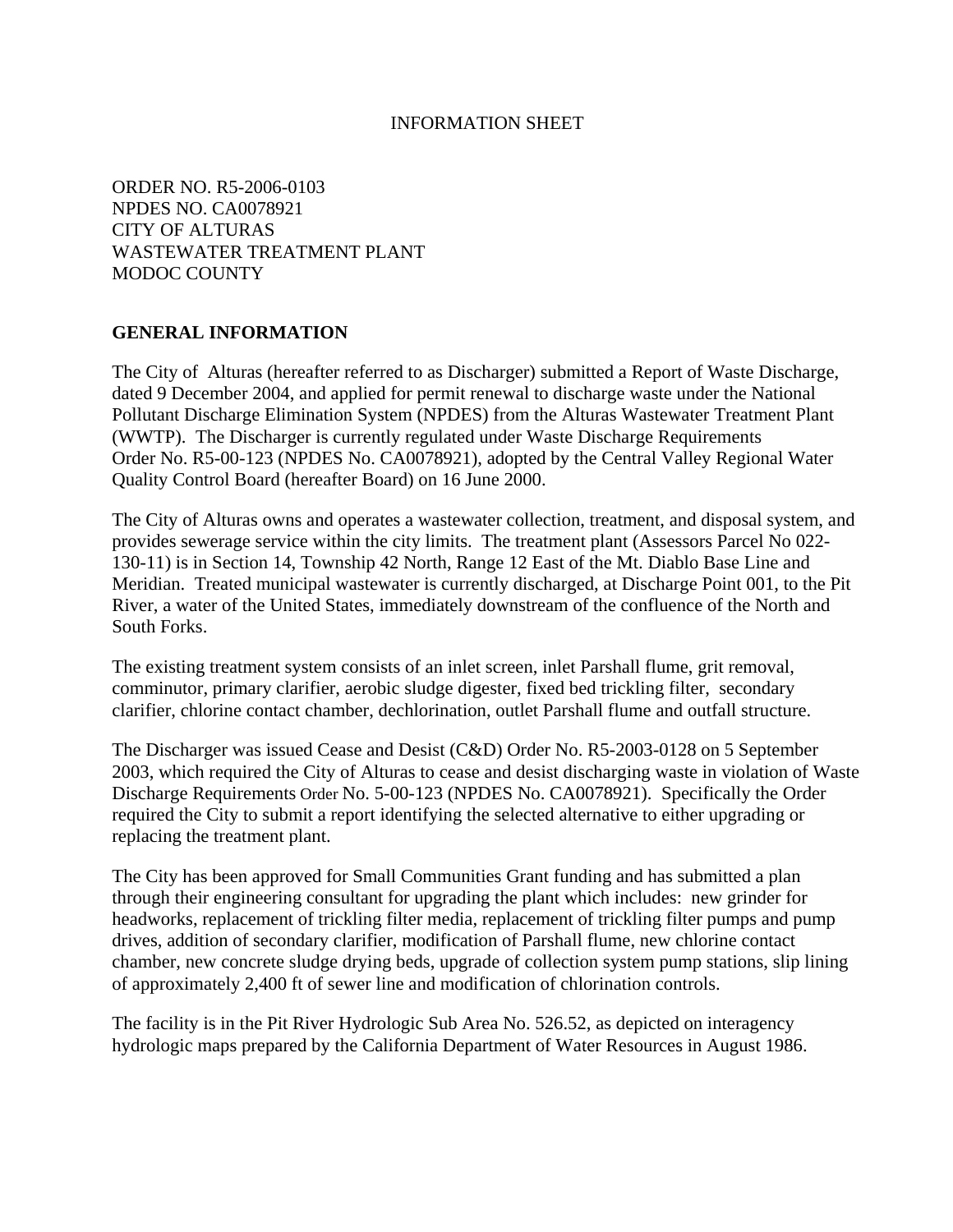INFORMATION SHEET

ORDER NO. R5-2006-0103
NPDES NO. CA0078921
CITY OF ALTURAS
WASTEWATER TREATMENT PLANT
MODOC COUNTY

## GENERAL INFORMATION

The City of Alturas (hereafter referred to as Discharger) submitted a Report of Waste Discharge, dated 9 December 2004, and applied for permit renewal to discharge waste under the National Pollutant Discharge Elimination System (NPDES) from the Alturas Wastewater Treatment Plant (WWTP). The Discharger is currently regulated under Waste Discharge Requirements Order No. R5-00-123 (NPDES No. CA0078921), adopted by the Central Valley Regional Water Quality Control Board (hereafter Board) on 16 June 2000.

The City of Alturas owns and operates a wastewater collection, treatment, and disposal system, and provides sewerage service within the city limits. The treatment plant (Assessors Parcel No 022-130-11) is in Section 14, Township 42 North, Range 12 East of the Mt. Diablo Base Line and Meridian. Treated municipal wastewater is currently discharged, at Discharge Point 001, to the Pit River, a water of the United States, immediately downstream of the confluence of the North and South Forks.

The existing treatment system consists of an inlet screen, inlet Parshall flume, grit removal, comminutor, primary clarifier, aerobic sludge digester, fixed bed trickling filter, secondary clarifier, chlorine contact chamber, dechlorination, outlet Parshall flume and outfall structure.

The Discharger was issued Cease and Desist (C&D) Order No. R5-2003-0128 on 5 September 2003, which required the City of Alturas to cease and desist discharging waste in violation of Waste Discharge Requirements Order No. 5-00-123 (NPDES No. CA0078921). Specifically the Order required the City to submit a report identifying the selected alternative to either upgrading or replacing the treatment plant.

The City has been approved for Small Communities Grant funding and has submitted a plan through their engineering consultant for upgrading the plant which includes: new grinder for headworks, replacement of trickling filter media, replacement of trickling filter pumps and pump drives, addition of secondary clarifier, modification of Parshall flume, new chlorine contact chamber, new concrete sludge drying beds, upgrade of collection system pump stations, slip lining of approximately 2,400 ft of sewer line and modification of chlorination controls.

The facility is in the Pit River Hydrologic Sub Area No. 526.52, as depicted on interagency hydrologic maps prepared by the California Department of Water Resources in August 1986.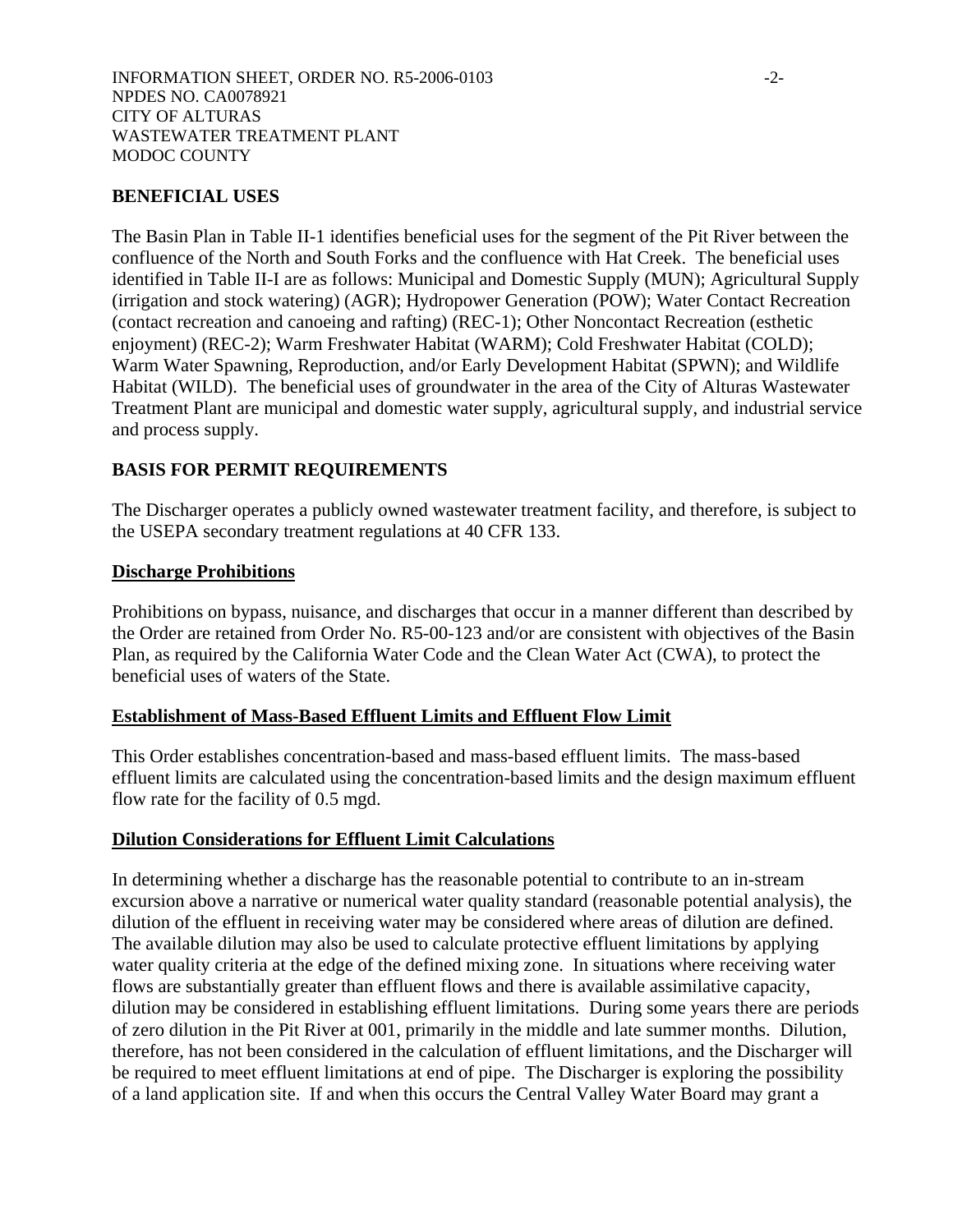## BENEFICIAL USES

The Basin Plan in Table II-1 identifies beneficial uses for the segment of the Pit River between the confluence of the North and South Forks and the confluence with Hat Creek. The beneficial uses identified in Table II-I are as follows: Municipal and Domestic Supply (MUN); Agricultural Supply (irrigation and stock watering) (AGR); Hydropower Generation (POW); Water Contact Recreation (contact recreation and canoeing and rafting) (REC-1); Other Noncontact Recreation (esthetic enjoyment) (REC-2); Warm Freshwater Habitat (WARM); Cold Freshwater Habitat (COLD); Warm Water Spawning, Reproduction, and/or Early Development Habitat (SPWN); and Wildlife Habitat (WILD). The beneficial uses of groundwater in the area of the City of Alturas Wastewater Treatment Plant are municipal and domestic water supply, agricultural supply, and industrial service and process supply.

## BASIS FOR PERMIT REQUIREMENTS

The Discharger operates a publicly owned wastewater treatment facility, and therefore, is subject to the USEPA secondary treatment regulations at 40 CFR 133.

### Discharge Prohibitions

Prohibitions on bypass, nuisance, and discharges that occur in a manner different than described by the Order are retained from Order No. R5-00-123 and/or are consistent with objectives of the Basin Plan, as required by the California Water Code and the Clean Water Act (CWA), to protect the beneficial uses of waters of the State.

### Establishment of Mass-Based Effluent Limits and Effluent Flow Limit

This Order establishes concentration-based and mass-based effluent limits. The mass-based effluent limits are calculated using the concentration-based limits and the design maximum effluent flow rate for the facility of 0.5 mgd.

### Dilution Considerations for Effluent Limit Calculations

In determining whether a discharge has the reasonable potential to contribute to an in-stream excursion above a narrative or numerical water quality standard (reasonable potential analysis), the dilution of the effluent in receiving water may be considered where areas of dilution are defined. The available dilution may also be used to calculate protective effluent limitations by applying water quality criteria at the edge of the defined mixing zone. In situations where receiving water flows are substantially greater than effluent flows and there is available assimilative capacity, dilution may be considered in establishing effluent limitations. During some years there are periods of zero dilution in the Pit River at 001, primarily in the middle and late summer months. Dilution, therefore, has not been considered in the calculation of effluent limitations, and the Discharger will be required to meet effluent limitations at end of pipe. The Discharger is exploring the possibility of a land application site. If and when this occurs the Central Valley Water Board may grant a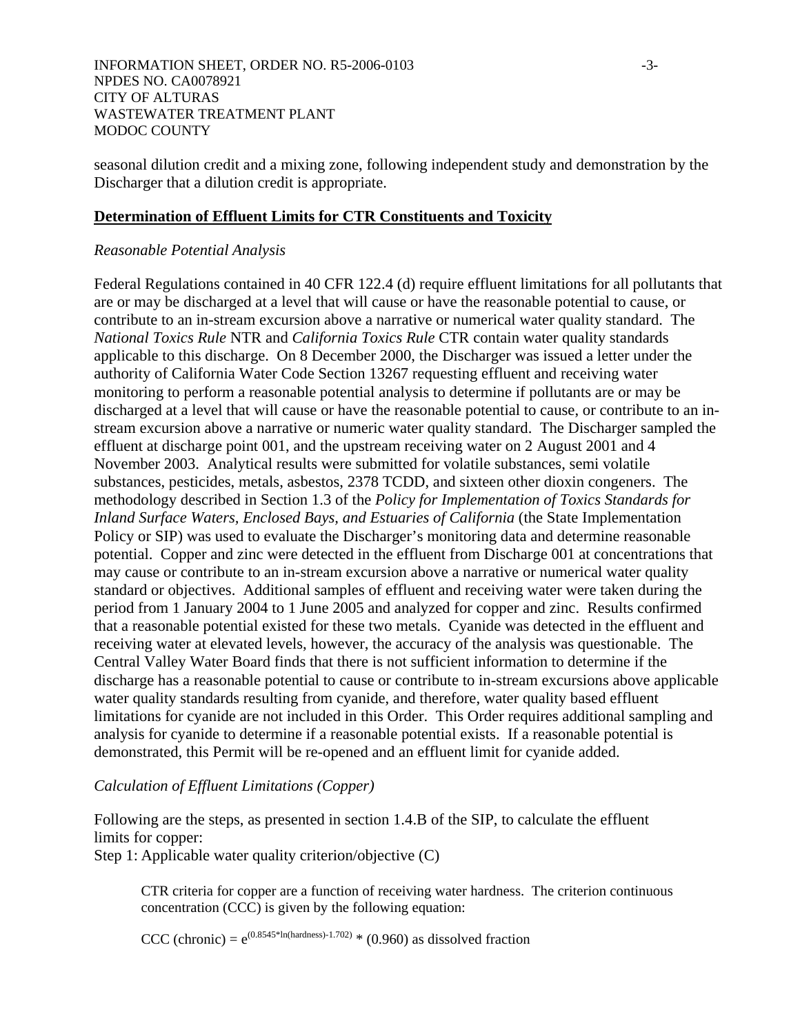seasonal dilution credit and a mixing zone, following independent study and demonstration by the Discharger that a dilution credit is appropriate.

**Determination of Effluent Limits for CTR Constituents and Toxicity**

*Reasonable Potential Analysis*

Federal Regulations contained in 40 CFR 122.4 (d) require effluent limitations for all pollutants that are or may be discharged at a level that will cause or have the reasonable potential to cause, or contribute to an in-stream excursion above a narrative or numerical water quality standard. The *National Toxics Rule* NTR and *California Toxics Rule* CTR contain water quality standards applicable to this discharge. On 8 December 2000, the Discharger was issued a letter under the authority of California Water Code Section 13267 requesting effluent and receiving water monitoring to perform a reasonable potential analysis to determine if pollutants are or may be discharged at a level that will cause or have the reasonable potential to cause, or contribute to an in-stream excursion above a narrative or numeric water quality standard. The Discharger sampled the effluent at discharge point 001, and the upstream receiving water on 2 August 2001 and 4 November 2003. Analytical results were submitted for volatile substances, semi volatile substances, pesticides, metals, asbestos, 2378 TCDD, and sixteen other dioxin congeners. The methodology described in Section 1.3 of the *Policy for Implementation of Toxics Standards for Inland Surface Waters, Enclosed Bays, and Estuaries of California* (the State Implementation Policy or SIP) was used to evaluate the Discharger's monitoring data and determine reasonable potential. Copper and zinc were detected in the effluent from Discharge 001 at concentrations that may cause or contribute to an in-stream excursion above a narrative or numerical water quality standard or objectives. Additional samples of effluent and receiving water were taken during the period from 1 January 2004 to 1 June 2005 and analyzed for copper and zinc. Results confirmed that a reasonable potential existed for these two metals. Cyanide was detected in the effluent and receiving water at elevated levels, however, the accuracy of the analysis was questionable. The Central Valley Water Board finds that there is not sufficient information to determine if the discharge has a reasonable potential to cause or contribute to in-stream excursions above applicable water quality standards resulting from cyanide, and therefore, water quality based effluent limitations for cyanide are not included in this Order. This Order requires additional sampling and analysis for cyanide to determine if a reasonable potential exists. If a reasonable potential is demonstrated, this Permit will be re-opened and an effluent limit for cyanide added.

*Calculation of Effluent Limitations (Copper)*

Following are the steps, as presented in section 1.4.B of the SIP, to calculate the effluent limits for copper:

Step 1: Applicable water quality criterion/objective (C)

> CTR criteria for copper are a function of receiving water hardness. The criterion continuous concentration (CCC) is given by the following equation:
>
> CCC (chronic) = $e^{(0.8545*\ln(\text{hardness})-1.702)} * (0.960)$ as dissolved fraction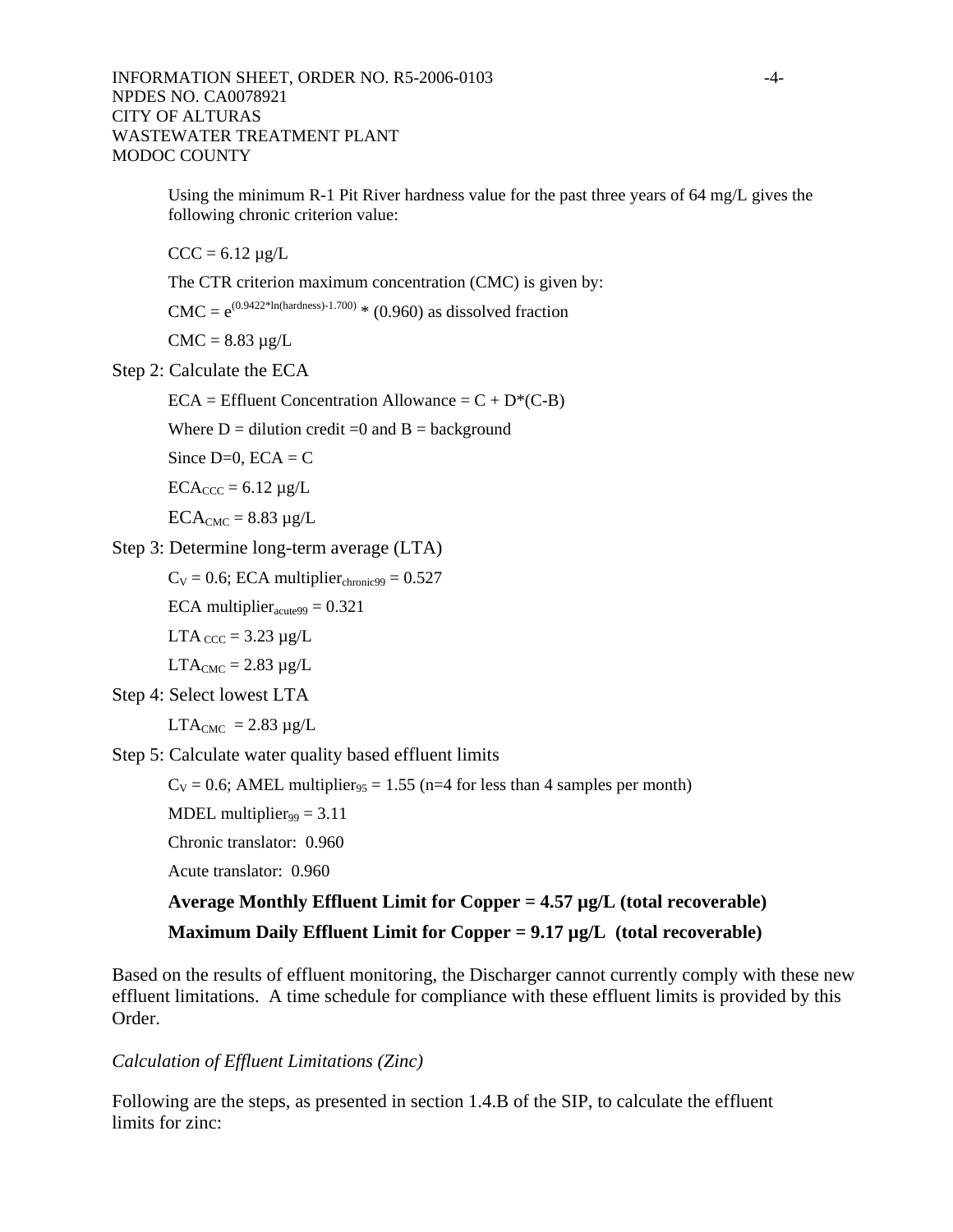Using the minimum R-1 Pit River hardness value for the past three years of 64 mg/L gives the following chronic criterion value:

CCC = 6.12 µg/L

The CTR criterion maximum concentration (CMC) is given by:

$CMC = e^{(0.9422*\ln(hardness)-1.700)} * (0.960)$ as dissolved fraction

CMC = 8.83 µg/L

Step 2: Calculate the ECA

ECA = Effluent Concentration Allowance = C + D*(C-B)

Where D = dilution credit =0 and B = background

Since D=0, ECA = C

$ECA_{CCC}$ = 6.12 µg/L

$ECA_{CMC}$ = 8.83 µg/L

Step 3: Determine long-term average (LTA)

$C_V$ = 0.6; ECA $multiplier_{chronic99}$ = 0.527

ECA $multiplier_{acute99}$ = 0.321

$LTA_{CCC}$ = 3.23 µg/L

$LTA_{CMC}$ = 2.83 µg/L

Step 4: Select lowest LTA

$LTA_{CMC}$ = 2.83 µg/L

Step 5: Calculate water quality based effluent limits

$C_V$ = 0.6; AMEL $multiplier_{95}$ = 1.55 (n=4 for less than 4 samples per month)

MDEL $multiplier_{99}$ = 3.11

Chronic translator: 0.960

Acute translator: 0.960

**Average Monthly Effluent Limit for Copper = 4.57 µg/L (total recoverable)**

**Maximum Daily Effluent Limit for Copper = 9.17 µg/L (total recoverable)**

Based on the results of effluent monitoring, the Discharger cannot currently comply with these new effluent limitations. A time schedule for compliance with these effluent limits is provided by this Order.

*Calculation of Effluent Limitations (Zinc)*

Following are the steps, as presented in section 1.4.B of the SIP, to calculate the effluent limits for zinc: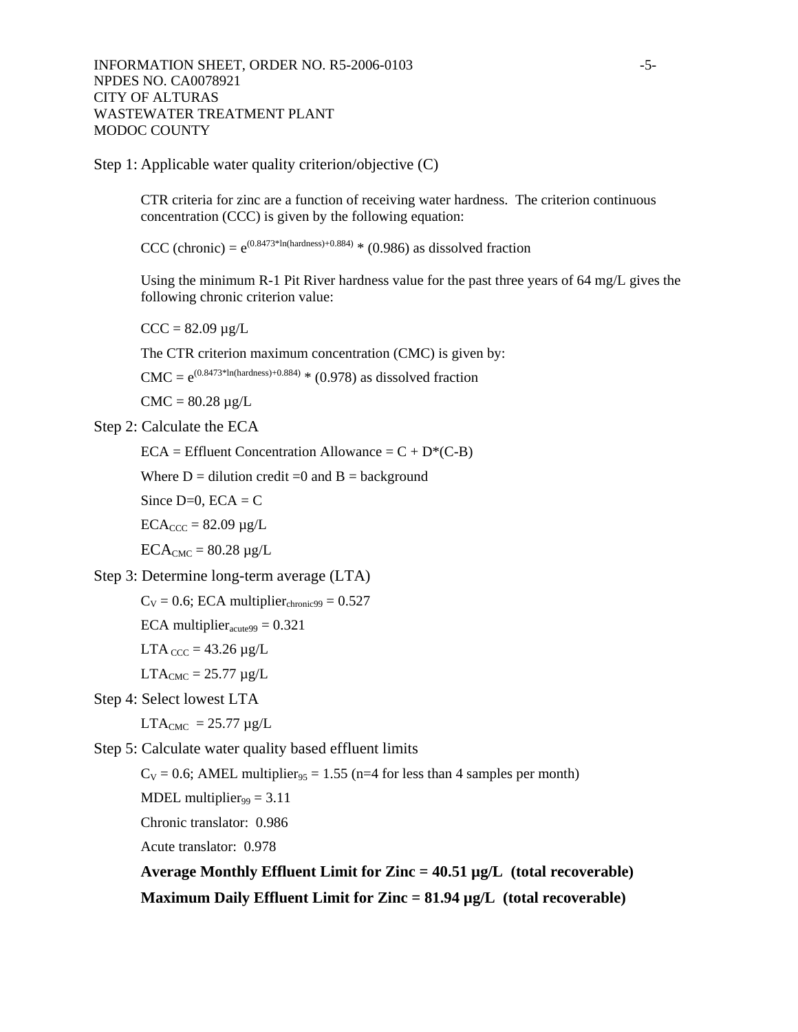Step 1: Applicable water quality criterion/objective (C)

CTR criteria for zinc are a function of receiving water hardness. The criterion continuous concentration (CCC) is given by the following equation:

CCC (chronic) = $e^{(0.8473*\ln(\text{hardness})+0.884)} * (0.986)$ as dissolved fraction

Using the minimum R-1 Pit River hardness value for the past three years of 64 mg/L gives the following chronic criterion value:

CCC = 82.09 µg/L

The CTR criterion maximum concentration (CMC) is given by:

CMC = $e^{(0.8473*\ln(\text{hardness})+0.884)} * (0.978)$ as dissolved fraction

CMC = 80.28 µg/L

Step 2: Calculate the ECA

ECA = Effluent Concentration Allowance = C + D*(C-B)

Where D = dilution credit =0 and B = background

Since D=0, ECA = C

$ECA_{CCC}$ = 82.09 µg/L

$ECA_{CMC}$ = 80.28 µg/L

Step 3: Determine long-term average (LTA)

$C_V$ = 0.6; ECA $\text{multiplier}_{\text{chronic99}}$ = 0.527

ECA $\text{multiplier}_{\text{acute99}}$ = 0.321

$LTA_{CCC}$ = 43.26 µg/L

$LTA_{CMC}$ = 25.77 µg/L

Step 4: Select lowest LTA

$LTA_{CMC}$ = 25.77 µg/L

Step 5: Calculate water quality based effluent limits

$C_V$ = 0.6; AMEL $\text{multiplier}_{95}$ = 1.55 (n=4 for less than 4 samples per month)

MDEL $\text{multiplier}_{99}$ = 3.11

Chronic translator: 0.986

Acute translator: 0.978

**Average Monthly Effluent Limit for Zinc = 40.51 µg/L (total recoverable)**

**Maximum Daily Effluent Limit for Zinc = 81.94 µg/L (total recoverable)**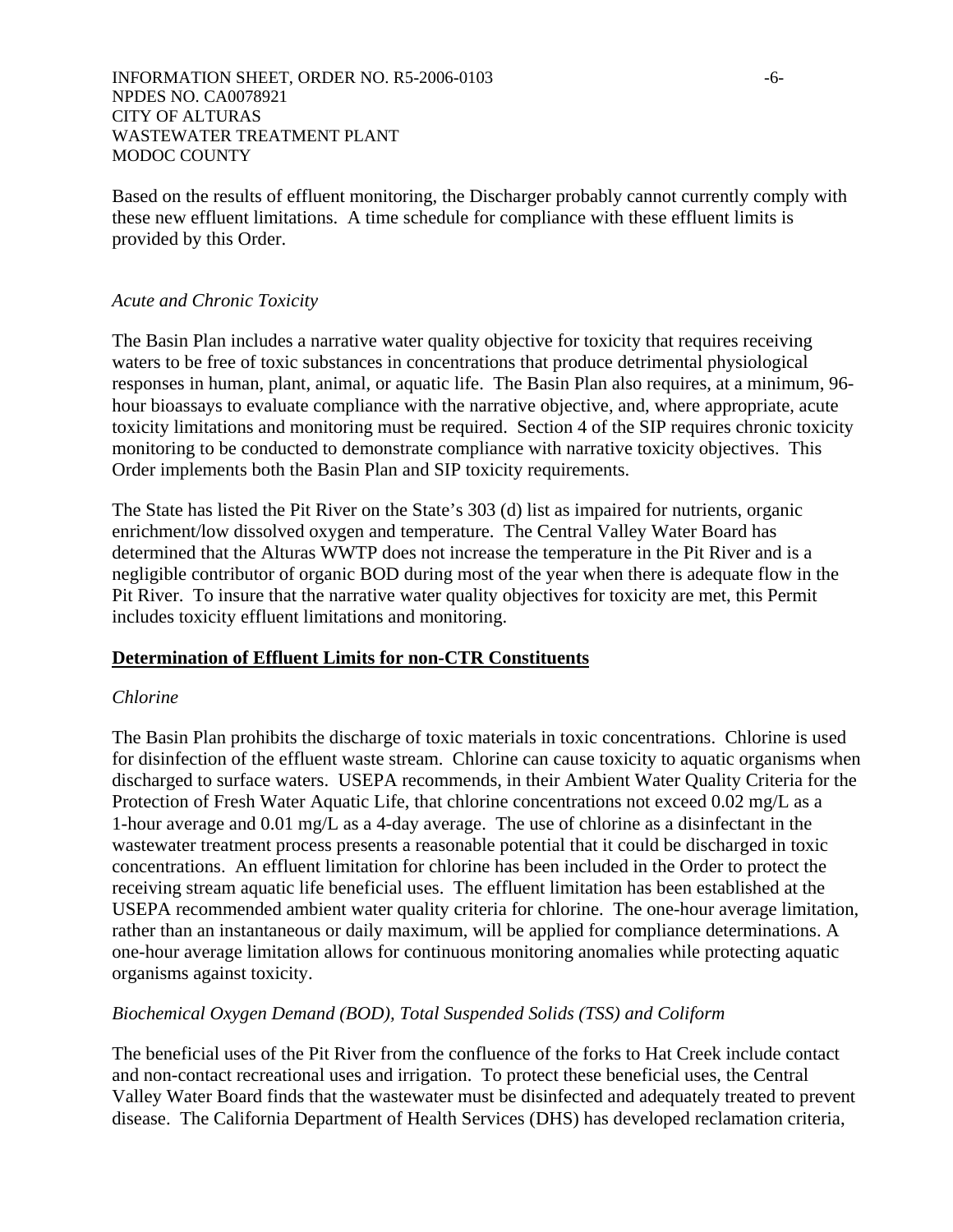Based on the results of effluent monitoring, the Discharger probably cannot currently comply with these new effluent limitations. A time schedule for compliance with these effluent limits is provided by this Order.

*Acute and Chronic Toxicity*

The Basin Plan includes a narrative water quality objective for toxicity that requires receiving waters to be free of toxic substances in concentrations that produce detrimental physiological responses in human, plant, animal, or aquatic life. The Basin Plan also requires, at a minimum, 96-hour bioassays to evaluate compliance with the narrative objective, and, where appropriate, acute toxicity limitations and monitoring must be required. Section 4 of the SIP requires chronic toxicity monitoring to be conducted to demonstrate compliance with narrative toxicity objectives. This Order implements both the Basin Plan and SIP toxicity requirements.

The State has listed the Pit River on the State's 303 (d) list as impaired for nutrients, organic enrichment/low dissolved oxygen and temperature. The Central Valley Water Board has determined that the Alturas WWTP does not increase the temperature in the Pit River and is a negligible contributor of organic BOD during most of the year when there is adequate flow in the Pit River. To insure that the narrative water quality objectives for toxicity are met, this Permit includes toxicity effluent limitations and monitoring.

**Determination of Effluent Limits for non-CTR Constituents**

*Chlorine*

The Basin Plan prohibits the discharge of toxic materials in toxic concentrations. Chlorine is used for disinfection of the effluent waste stream. Chlorine can cause toxicity to aquatic organisms when discharged to surface waters. USEPA recommends, in their Ambient Water Quality Criteria for the Protection of Fresh Water Aquatic Life, that chlorine concentrations not exceed 0.02 mg/L as a 1-hour average and 0.01 mg/L as a 4-day average. The use of chlorine as a disinfectant in the wastewater treatment process presents a reasonable potential that it could be discharged in toxic concentrations. An effluent limitation for chlorine has been included in the Order to protect the receiving stream aquatic life beneficial uses. The effluent limitation has been established at the USEPA recommended ambient water quality criteria for chlorine. The one-hour average limitation, rather than an instantaneous or daily maximum, will be applied for compliance determinations. A one-hour average limitation allows for continuous monitoring anomalies while protecting aquatic organisms against toxicity.

*Biochemical Oxygen Demand (BOD), Total Suspended Solids (TSS) and Coliform*

The beneficial uses of the Pit River from the confluence of the forks to Hat Creek include contact and non-contact recreational uses and irrigation. To protect these beneficial uses, the Central Valley Water Board finds that the wastewater must be disinfected and adequately treated to prevent disease. The California Department of Health Services (DHS) has developed reclamation criteria,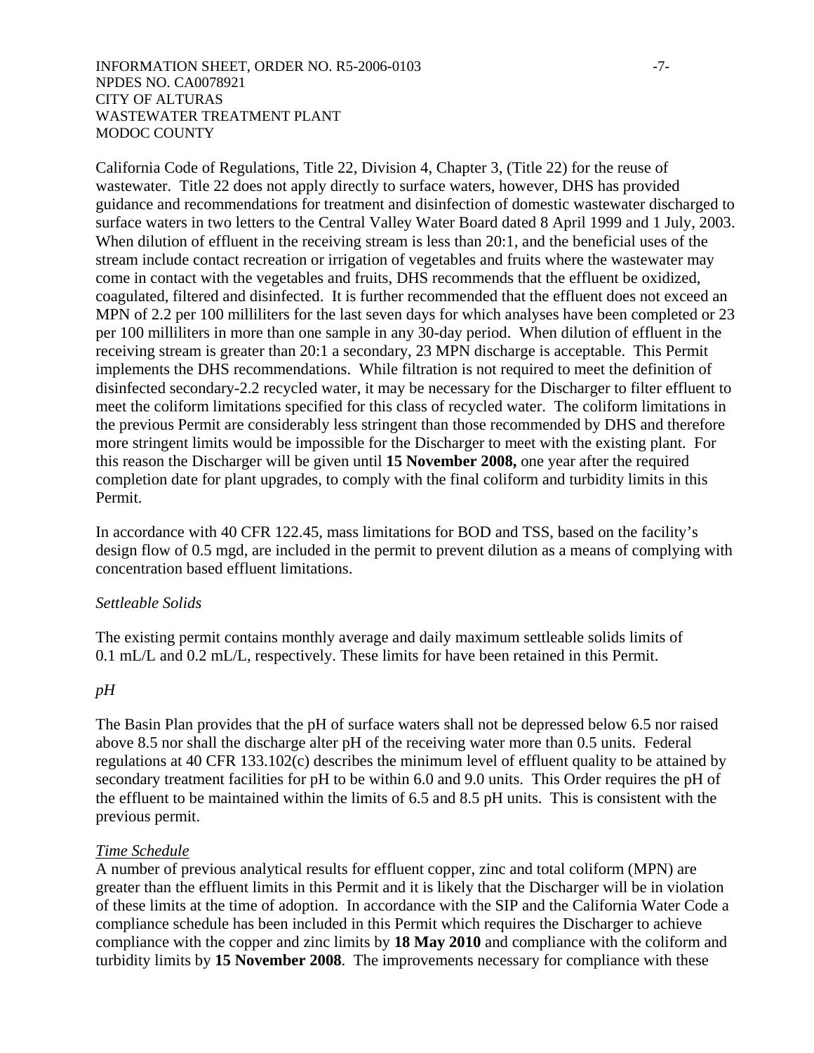California Code of Regulations, Title 22, Division 4, Chapter 3, (Title 22) for the reuse of wastewater. Title 22 does not apply directly to surface waters, however, DHS has provided guidance and recommendations for treatment and disinfection of domestic wastewater discharged to surface waters in two letters to the Central Valley Water Board dated 8 April 1999 and 1 July, 2003. When dilution of effluent in the receiving stream is less than 20:1, and the beneficial uses of the stream include contact recreation or irrigation of vegetables and fruits where the wastewater may come in contact with the vegetables and fruits, DHS recommends that the effluent be oxidized, coagulated, filtered and disinfected. It is further recommended that the effluent does not exceed an MPN of 2.2 per 100 milliliters for the last seven days for which analyses have been completed or 23 per 100 milliliters in more than one sample in any 30-day period. When dilution of effluent in the receiving stream is greater than 20:1 a secondary, 23 MPN discharge is acceptable. This Permit implements the DHS recommendations. While filtration is not required to meet the definition of disinfected secondary-2.2 recycled water, it may be necessary for the Discharger to filter effluent to meet the coliform limitations specified for this class of recycled water. The coliform limitations in the previous Permit are considerably less stringent than those recommended by DHS and therefore more stringent limits would be impossible for the Discharger to meet with the existing plant. For this reason the Discharger will be given until **15 November 2008,** one year after the required completion date for plant upgrades, to comply with the final coliform and turbidity limits in this Permit.

In accordance with 40 CFR 122.45, mass limitations for BOD and TSS, based on the facility's design flow of 0.5 mgd, are included in the permit to prevent dilution as a means of complying with concentration based effluent limitations.

*Settleable Solids*

The existing permit contains monthly average and daily maximum settleable solids limits of 0.1 mL/L and 0.2 mL/L, respectively. These limits for have been retained in this Permit.

*pH*

The Basin Plan provides that the pH of surface waters shall not be depressed below 6.5 nor raised above 8.5 nor shall the discharge alter pH of the receiving water more than 0.5 units. Federal regulations at 40 CFR 133.102(c) describes the minimum level of effluent quality to be attained by secondary treatment facilities for pH to be within 6.0 and 9.0 units. This Order requires the pH of the effluent to be maintained within the limits of 6.5 and 8.5 pH units. This is consistent with the previous permit.

*Time Schedule*

A number of previous analytical results for effluent copper, zinc and total coliform (MPN) are greater than the effluent limits in this Permit and it is likely that the Discharger will be in violation of these limits at the time of adoption. In accordance with the SIP and the California Water Code a compliance schedule has been included in this Permit which requires the Discharger to achieve compliance with the copper and zinc limits by **18 May 2010** and compliance with the coliform and turbidity limits by **15 November 2008**. The improvements necessary for compliance with these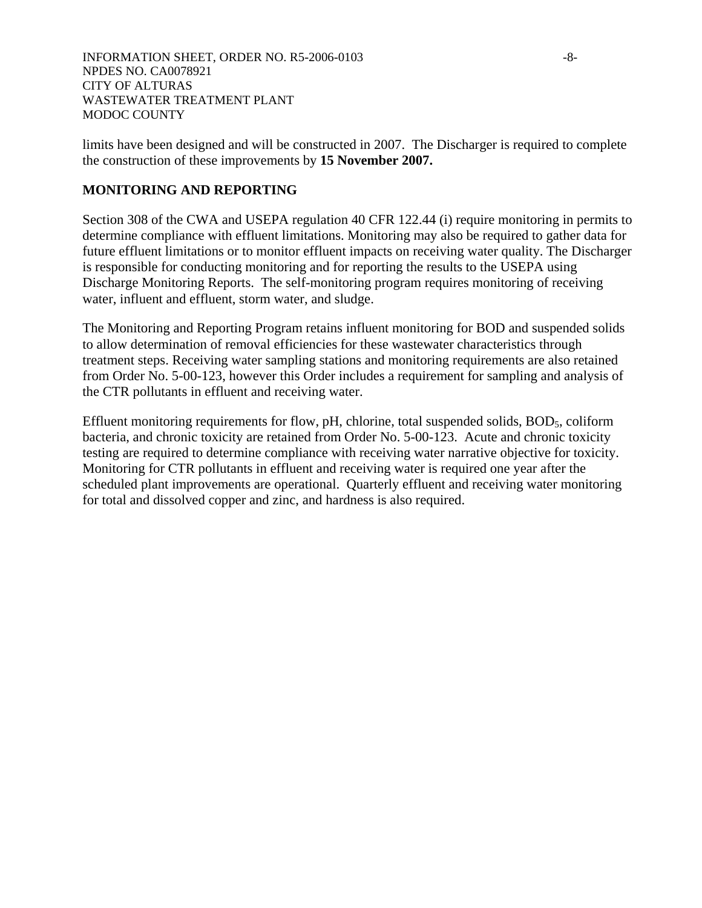limits have been designed and will be constructed in 2007. The Discharger is required to complete the construction of these improvements by **15 November 2007.**

## MONITORING AND REPORTING

Section 308 of the CWA and USEPA regulation 40 CFR 122.44 (i) require monitoring in permits to determine compliance with effluent limitations. Monitoring may also be required to gather data for future effluent limitations or to monitor effluent impacts on receiving water quality. The Discharger is responsible for conducting monitoring and for reporting the results to the USEPA using Discharge Monitoring Reports. The self-monitoring program requires monitoring of receiving water, influent and effluent, storm water, and sludge.

The Monitoring and Reporting Program retains influent monitoring for BOD and suspended solids to allow determination of removal efficiencies for these wastewater characteristics through treatment steps. Receiving water sampling stations and monitoring requirements are also retained from Order No. 5-00-123, however this Order includes a requirement for sampling and analysis of the CTR pollutants in effluent and receiving water.

Effluent monitoring requirements for flow, pH, chlorine, total suspended solids, $BOD_5$, coliform bacteria, and chronic toxicity are retained from Order No. 5-00-123. Acute and chronic toxicity testing are required to determine compliance with receiving water narrative objective for toxicity. Monitoring for CTR pollutants in effluent and receiving water is required one year after the scheduled plant improvements are operational. Quarterly effluent and receiving water monitoring for total and dissolved copper and zinc, and hardness is also required.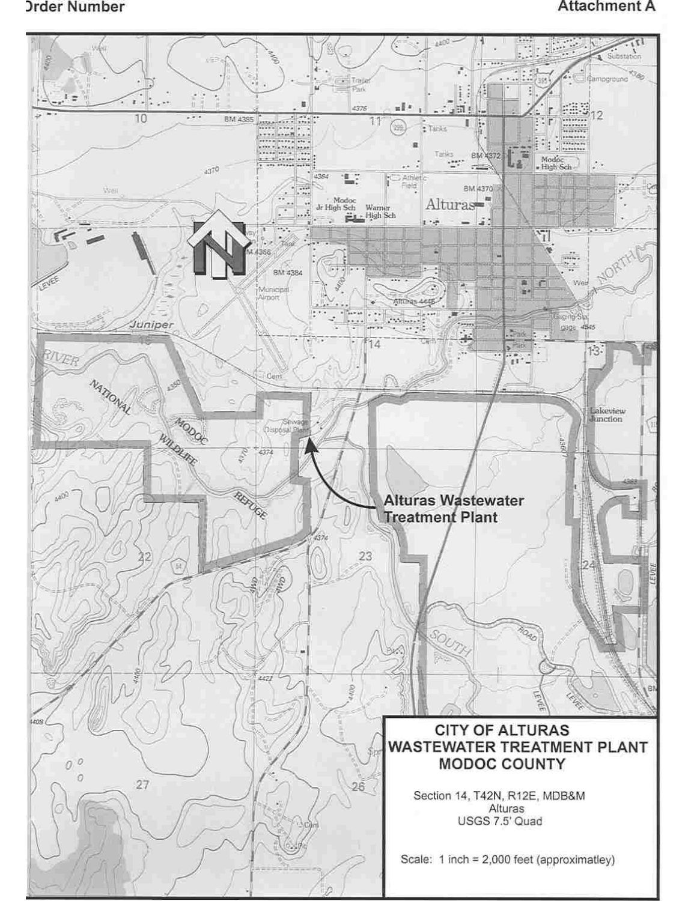Order Number

Attachment A

Alturas Wastewater Treatment Plant

**CITY OF ALTURAS WASTEWATER TREATMENT PLANT MODOC COUNTY**

Section 14, T42N, R12E, MDB&M
Alturas
USGS 7.5' Quad

Scale: 1 inch = 2,000 feet (approximatley)